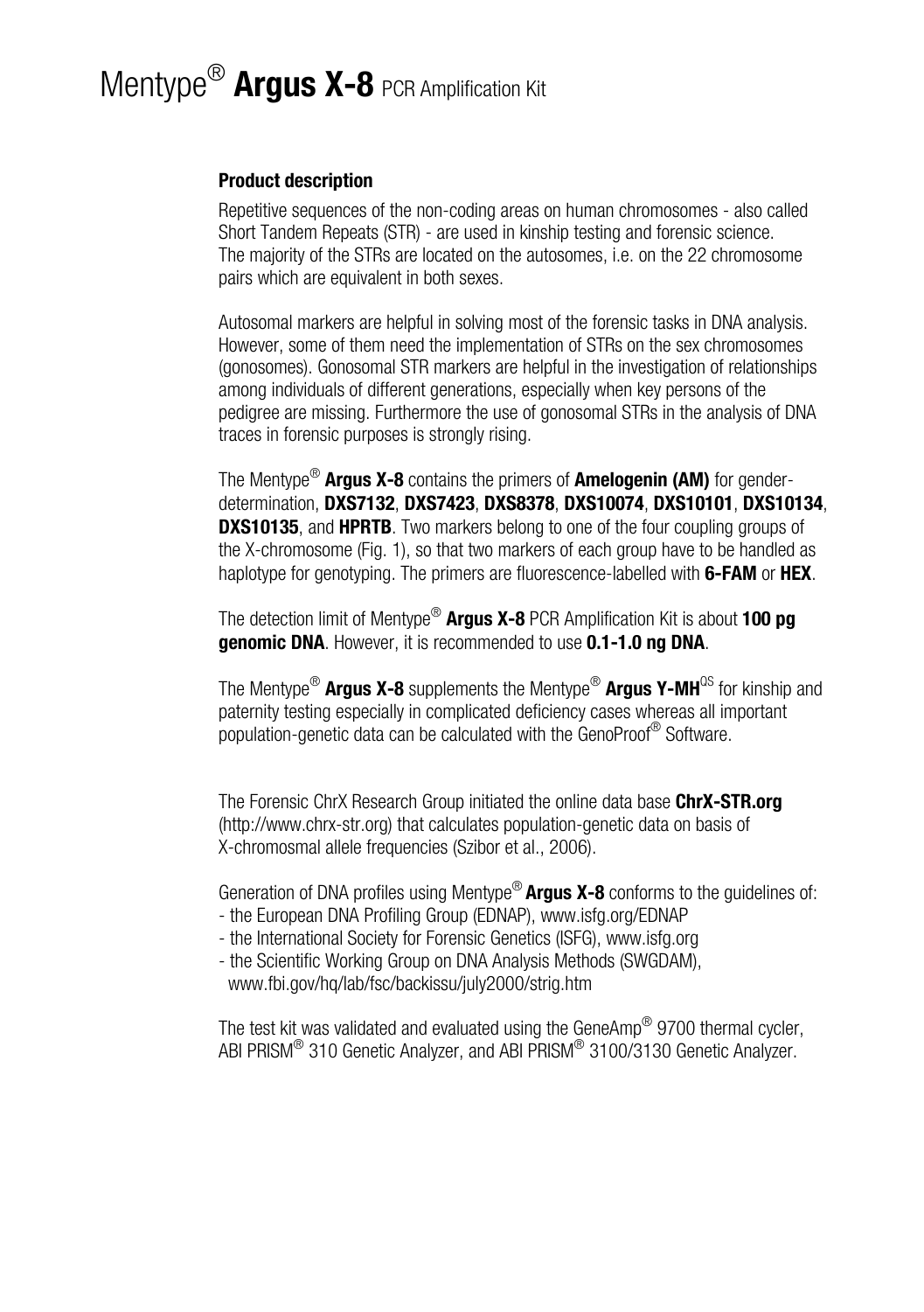# Mentype® **Argus X-8** PCR Amplification Kit

### Product description

Repetitive sequences of the non-coding areas on human chromosomes - also called Short Tandem Repeats (STR) - are used in kinship testing and forensic science. The majority of the STRs are located on the autosomes, i.e. on the 22 chromosome pairs which are equivalent in both sexes.

Autosomal markers are helpful in solving most of the forensic tasks in DNA analysis. However, some of them need the implementation of STRs on the sex chromosomes (gonosomes). Gonosomal STR markers are helpful in the investigation of relationships among individuals of different generations, especially when key persons of the pedigree are missing. Furthermore the use of gonosomal STRs in the analysis of DNA traces in forensic purposes is strongly rising.

The Mentype® **Argus X-8** contains the primers of **Amelogenin (AM)** for gender-determination, **DXS7132**, **DXS7423**, **DXS8378**, **DXS10074**, **DXS10101**, **DXS10134**, **DXS10135**, and **HPRTB**. Two markers belong to one of the four coupling groups of the X-chromosome (Fig. 1), so that two markers of each group have to be handled as haplotype for genotyping. The primers are fluorescence-labelled with **6-FAM** or **HEX**.

The detection limit of Mentype® **Argus X-8** PCR Amplification Kit is about **100 pg genomic DNA**. However, it is recommended to use **0.1-1.0 ng DNA**.

The Mentype® **Argus X-8** supplements the Mentype® **Argus Y-MH**QS for kinship and paternity testing especially in complicated deficiency cases whereas all important population-genetic data can be calculated with the GenoProof® Software.

The Forensic ChrX Research Group initiated the online data base **ChrX-STR.org** (http://www.chrx-str.org) that calculates population-genetic data on basis of X-chromosomal allele frequencies (Szibor et al., 2006).

Generation of DNA profiles using Mentype® **Argus X-8** conforms to the guidelines of:
- the European DNA Profiling Group (EDNAP), www.isfg.org/EDNAP
- the International Society for Forensic Genetics (ISFG), www.isfg.org
- the Scientific Working Group on DNA Analysis Methods (SWGDAM), www.fbi.gov/hq/lab/fsc/backissu/july2000/strig.htm

The test kit was validated and evaluated using the GeneAmp® 9700 thermal cycler, ABI PRISM® 310 Genetic Analyzer, and ABI PRISM® 3100/3130 Genetic Analyzer.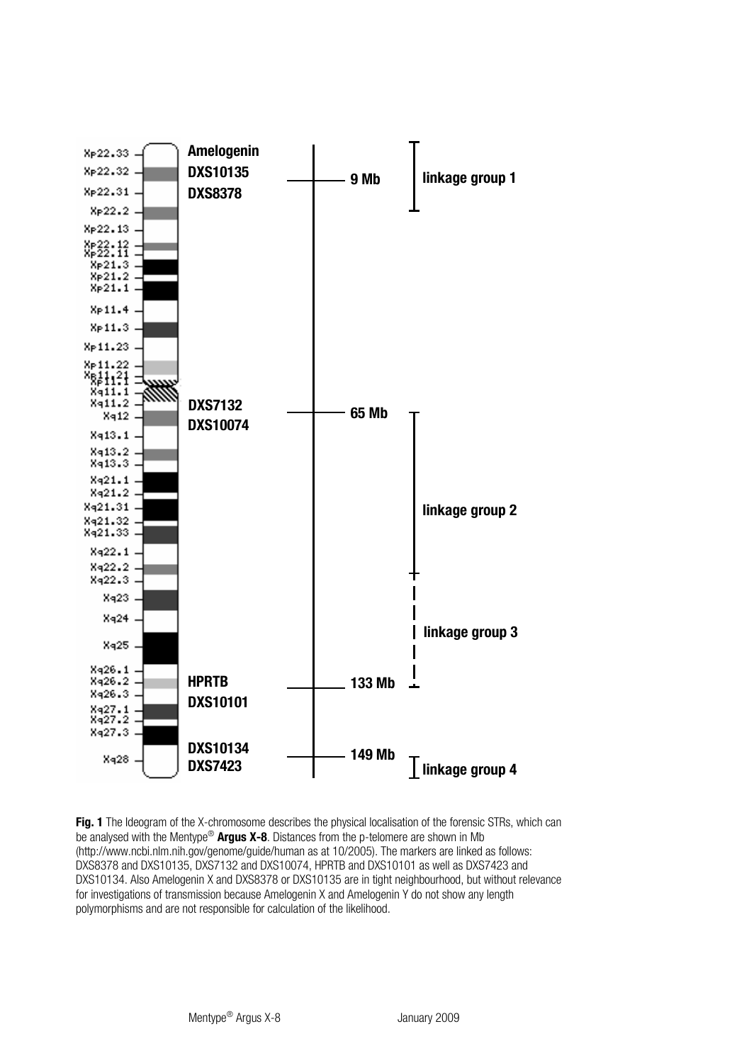| | Marker | Position | Linkage group |
|---|---|---|---|
| Xp22.33 – Xp22.31 | Amelogenin, DXS10135, DXS8378 | 9 Mb | linkage group 1 |
| Xq11.2 – Xq12 | DXS7132, DXS10074 | 65 Mb | linkage group 2 |
| Xq26.2 – Xq27.1 | HPRTB, DXS10101 | 133 Mb | linkage group 3 |
| Xq28 | DXS10134, DXS7423 | 149 Mb | linkage group 4 |

**Fig. 1** The Ideogram of the X-chromosome describes the physical localisation of the forensic STRs, which can be analysed with the Mentype® **Argus X-8**. Distances from the p-telomere are shown in Mb (http://www.ncbi.nlm.nih.gov/genome/guide/human as at 10/2005). The markers are linked as follows: DXS8378 and DXS10135, DXS7132 and DXS10074, HPRTB and DXS10101 as well as DXS7423 and DXS10134. Also Amelogenin X and DXS8378 or DXS10135 are in tight neighbourhood, but without relevance for investigations of transmission because Amelogenin X and Amelogenin Y do not show any length polymorphisms and are not responsible for calculation of the likelihood.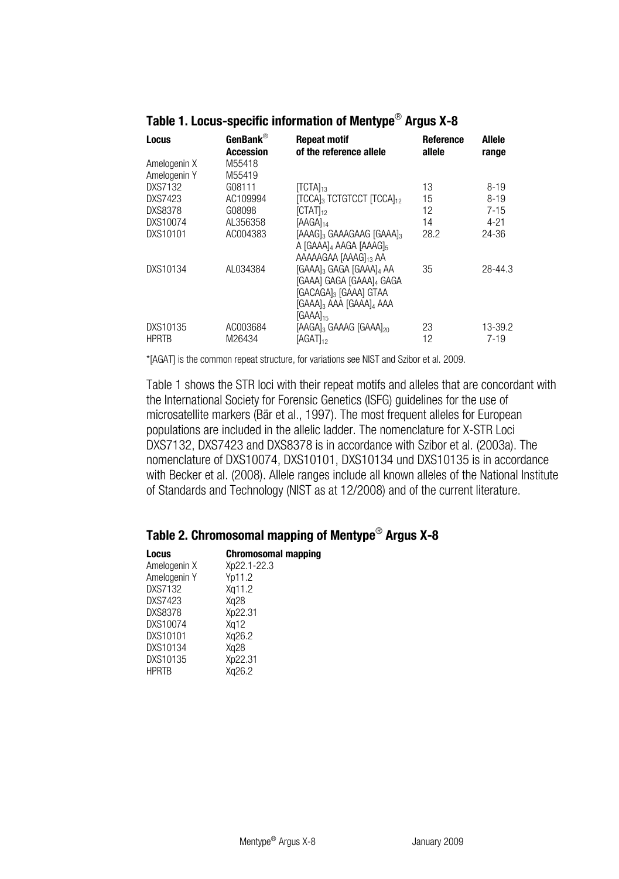## Table 1. Locus-specific information of Mentype® Argus X-8

| Locus | GenBank® Accession | Repeat motif of the reference allele | Reference allele | Allele range |
|---|---|---|---|---|
| Amelogenin X | M55418 | | | |
| Amelogenin Y | M55419 | | | |
| DXS7132 | G08111 | $[TCTA]_{13}$ | 13 | 8-19 |
| DXS7423 | AC109994 | $[TCCA]_3$ TCTGTCCT $[TCCA]_{12}$ | 15 | 8-19 |
| DXS8378 | G08098 | $[CTAT]_{12}$ | 12 | 7-15 |
| DXS10074 | AL356358 | $[AAGA]_{14}$ | 14 | 4-21 |
| DXS10101 | AC004383 | $[AAAG]_3$ GAAAGAAG $[GAAA]_3$ A $[GAAA]_4$ AAGA $[AAAG]_5$ AAAAAGAA $[AAAG]_{13}$ AA | 28.2 | 24-36 |
| DXS10134 | AL034384 | $[GAAA]_3$ GAGA $[GAAA]_4$ AA [GAAA] GAGA $[GAAA]_4$ GAGA $[GACAGA]_3$ [GAAA] GTAA $[GAAA]_3$ AAA $[GAAA]_4$ AAA $[GAAA]_{15}$ | 35 | 28-44.3 |
| DXS10135 | AC003684 | $[AAGA]_3$ GAAAG $[GAAA]_{20}$ | 23 | 13-39.2 |
| HPRTB | M26434 | $[AGAT]_{12}$ | 12 | 7-19 |

*[AGAT] is the common repeat structure, for variations see NIST and Szibor et al. 2009.

Table 1 shows the STR loci with their repeat motifs and alleles that are concordant with the International Society for Forensic Genetics (ISFG) guidelines for the use of microsatellite markers (Bär et al., 1997). The most frequent alleles for European populations are included in the allelic ladder. The nomenclature for X-STR Loci DXS7132, DXS7423 and DXS8378 is in accordance with Szibor et al. (2003a). The nomenclature of DXS10074, DXS10101, DXS10134 und DXS10135 is in accordance with Becker et al. (2008). Allele ranges include all known alleles of the National Institute of Standards and Technology (NIST as at 12/2008) and of the current literature.

## Table 2. Chromosomal mapping of Mentype® Argus X-8

| Locus | Chromosomal mapping |
|---|---|
| Amelogenin X | Xp22.1-22.3 |
| Amelogenin Y | Yp11.2 |
| DXS7132 | Xq11.2 |
| DXS7423 | Xq28 |
| DXS8378 | Xp22.31 |
| DXS10074 | Xq12 |
| DXS10101 | Xq26.2 |
| DXS10134 | Xq28 |
| DXS10135 | Xp22.31 |
| HPRTB | Xq26.2 |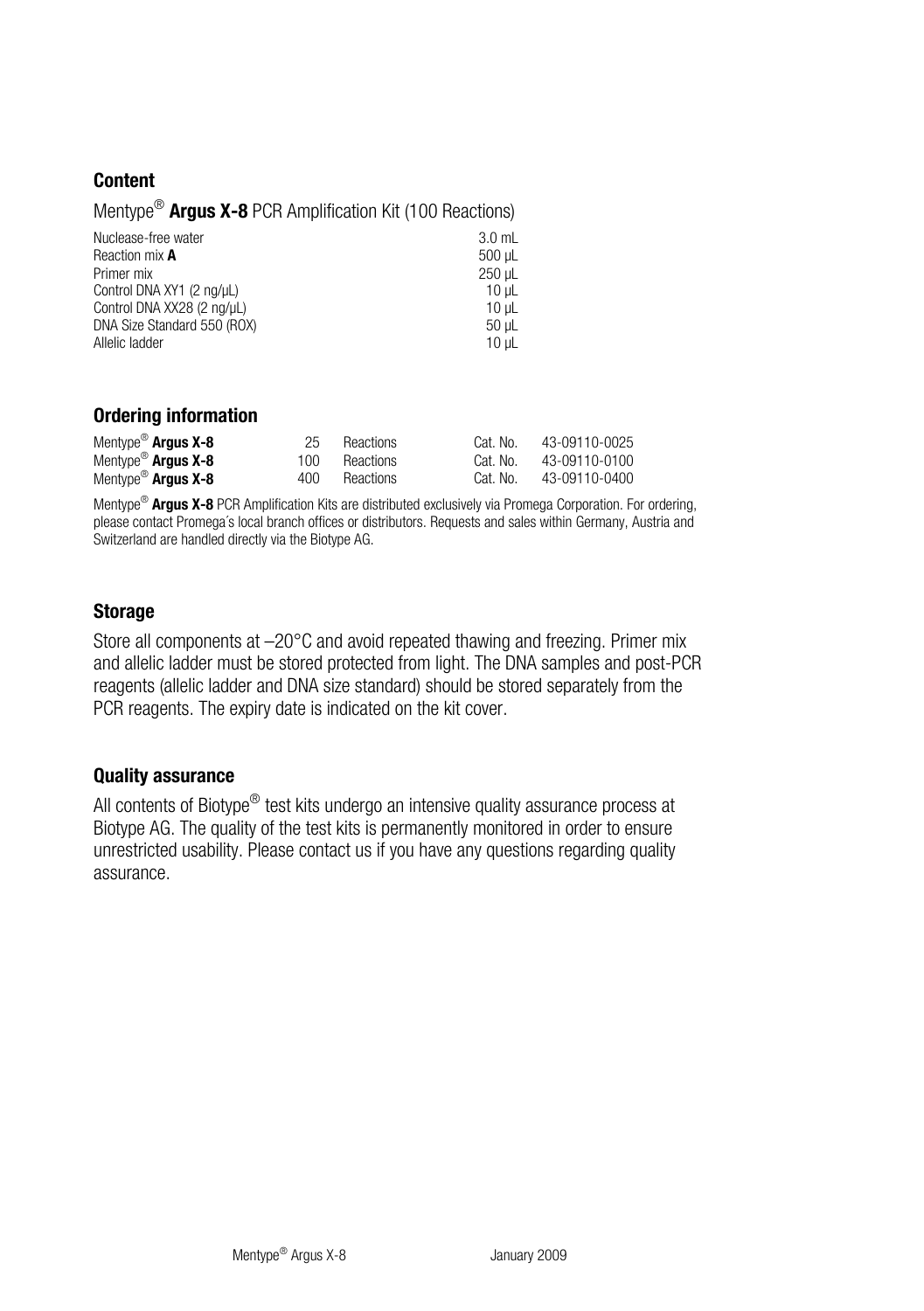## Content

Mentype® **Argus X-8** PCR Amplification Kit (100 Reactions)

| | |
|---|---|
| Nuclease-free water | 3.0 mL |
| Reaction mix **A** | 500 µL |
| Primer mix | 250 µL |
| Control DNA XY1 (2 ng/µL) | 10 µL |
| Control DNA XX28 (2 ng/µL) | 10 µL |
| DNA Size Standard 550 (ROX) | 50 µL |
| Allelic ladder | 10 µL |

## Ordering information

| | | | | |
|---|---|---|---|---|
| Mentype® **Argus X-8** | 25 | Reactions | Cat. No. | 43-09110-0025 |
| Mentype® **Argus X-8** | 100 | Reactions | Cat. No. | 43-09110-0100 |
| Mentype® **Argus X-8** | 400 | Reactions | Cat. No. | 43-09110-0400 |

Mentype® **Argus X-8** PCR Amplification Kits are distributed exclusively via Promega Corporation. For ordering, please contact Promega´s local branch offices or distributors. Requests and sales within Germany, Austria and Switzerland are handled directly via the Biotype AG.

## Storage

Store all components at –20°C and avoid repeated thawing and freezing. Primer mix and allelic ladder must be stored protected from light. The DNA samples and post-PCR reagents (allelic ladder and DNA size standard) should be stored separately from the PCR reagents. The expiry date is indicated on the kit cover.

## Quality assurance

All contents of Biotype® test kits undergo an intensive quality assurance process at Biotype AG. The quality of the test kits is permanently monitored in order to ensure unrestricted usability. Please contact us if you have any questions regarding quality assurance.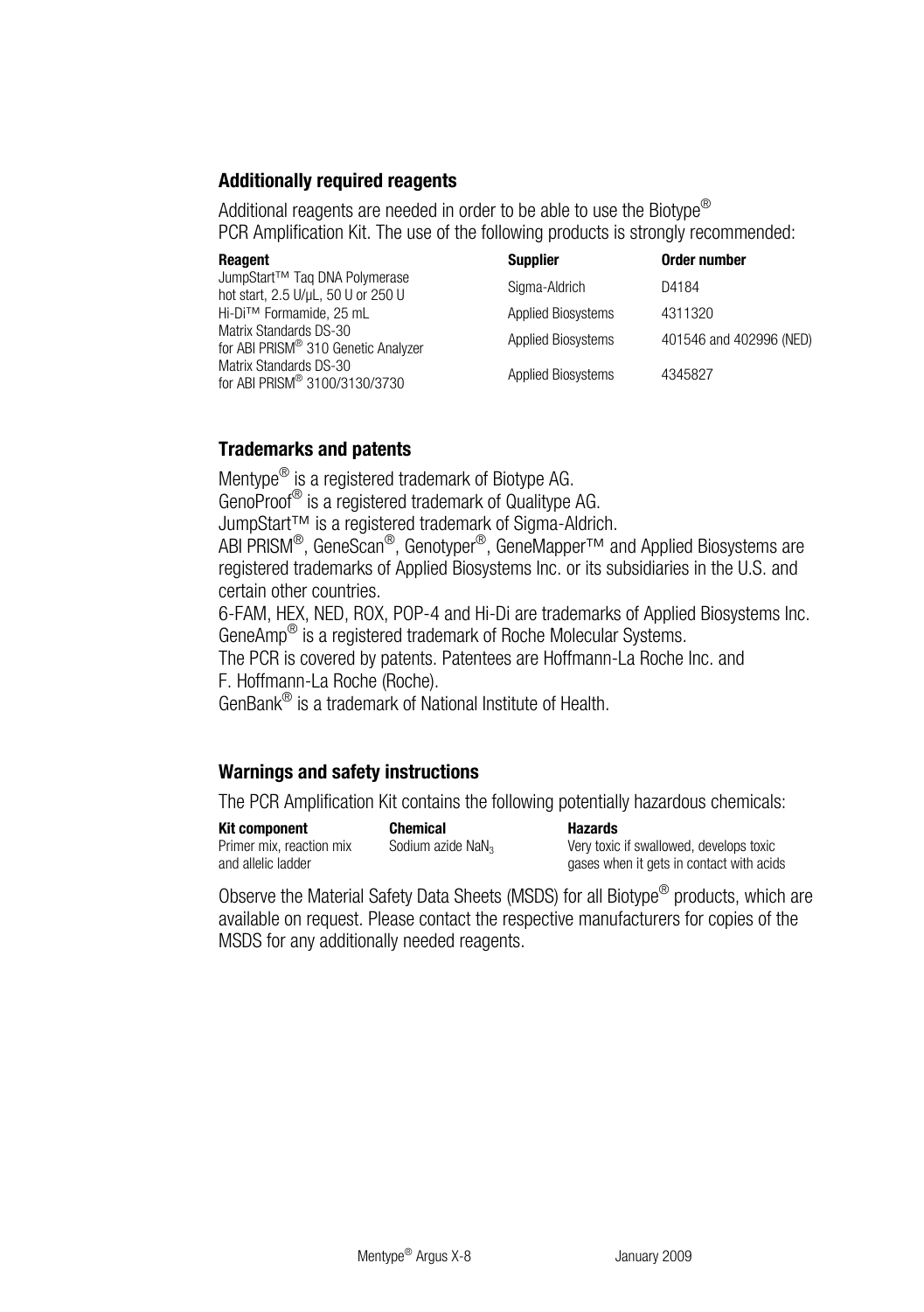### Additionally required reagents

Additional reagents are needed in order to be able to use the Biotype® PCR Amplification Kit. The use of the following products is strongly recommended:

| Reagent | Supplier | Order number |
|---|---|---|
| JumpStart™ Taq DNA Polymerase hot start, 2.5 U/µL, 50 U or 250 U | Sigma-Aldrich | D4184 |
| Hi-Di™ Formamide, 25 mL | Applied Biosystems | 4311320 |
| Matrix Standards DS-30 for ABI PRISM® 310 Genetic Analyzer | Applied Biosystems | 401546 and 402996 (NED) |
| Matrix Standards DS-30 for ABI PRISM® 3100/3130/3730 | Applied Biosystems | 4345827 |

### Trademarks and patents

Mentype® is a registered trademark of Biotype AG.
GenoProof® is a registered trademark of Qualitype AG.
JumpStart™ is a registered trademark of Sigma-Aldrich.
ABI PRISM®, GeneScan®, Genotyper®, GeneMapper™ and Applied Biosystems are registered trademarks of Applied Biosystems Inc. or its subsidiaries in the U.S. and certain other countries.
6-FAM, HEX, NED, ROX, POP-4 and Hi-Di are trademarks of Applied Biosystems Inc.
GeneAmp® is a registered trademark of Roche Molecular Systems.
The PCR is covered by patents. Patentees are Hoffmann-La Roche Inc. and F. Hoffmann-La Roche (Roche).
GenBank® is a trademark of National Institute of Health.

### Warnings and safety instructions

The PCR Amplification Kit contains the following potentially hazardous chemicals:

| Kit component | Chemical | Hazards |
|---|---|---|
| Primer mix, reaction mix and allelic ladder | Sodium azide $NaN_3$ | Very toxic if swallowed, develops toxic gases when it gets in contact with acids |

Observe the Material Safety Data Sheets (MSDS) for all Biotype® products, which are available on request. Please contact the respective manufacturers for copies of the MSDS for any additionally needed reagents.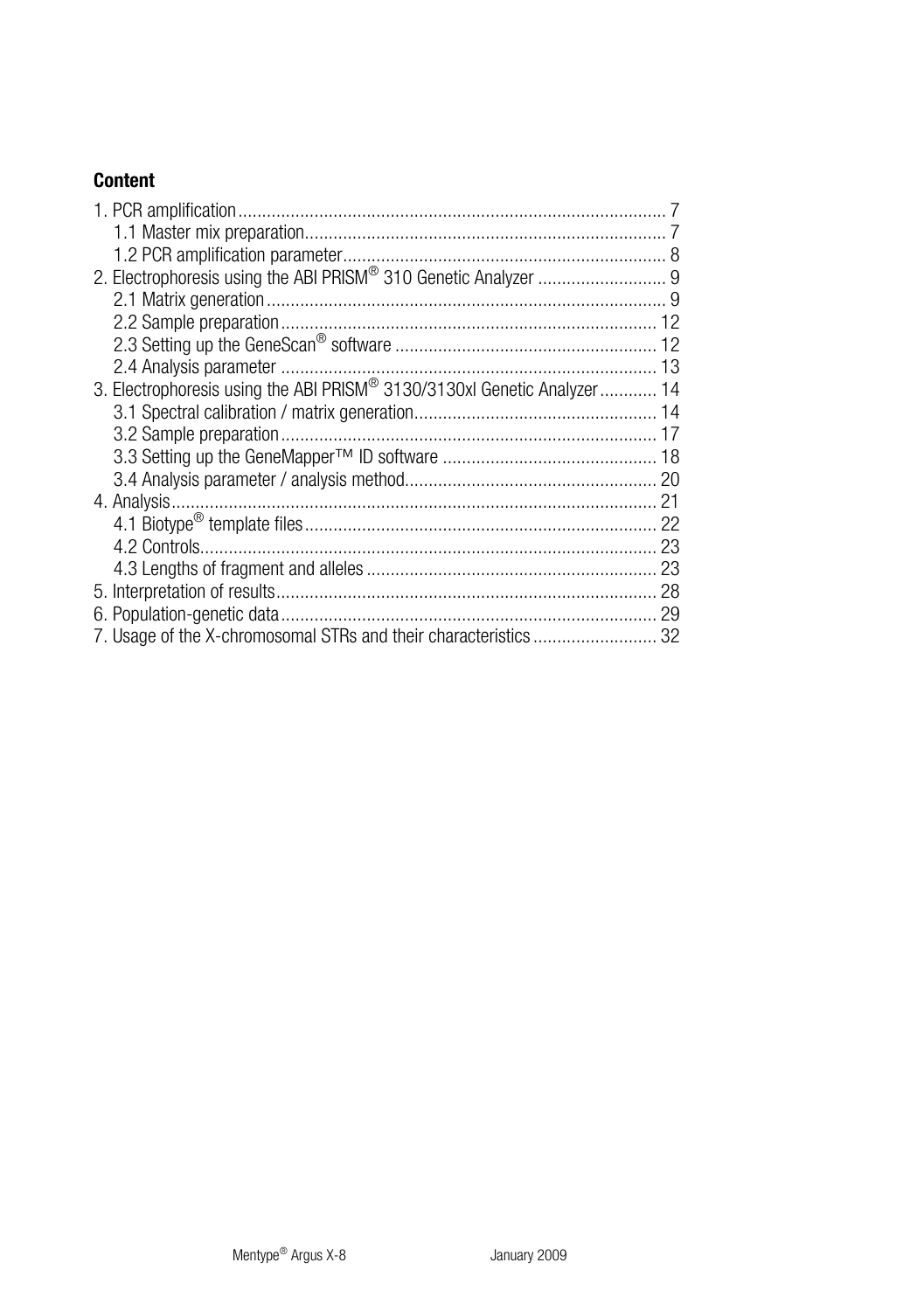## Content

1. PCR amplification ........................................................................................ 7
   - 1.1 Master mix preparation........................................................................... 7
   - 1.2 PCR amplification parameter................................................................... 8
2. Electrophoresis using the ABI PRISM® 310 Genetic Analyzer ........................... 9
   - 2.1 Matrix generation ................................................................................... 9
   - 2.2 Sample preparation .............................................................................. 12
   - 2.3 Setting up the GeneScan® software ...................................................... 12
   - 2.4 Analysis parameter .............................................................................. 13
3. Electrophoresis using the ABI PRISM® 3130/3130xl Genetic Analyzer ............ 14
   - 3.1 Spectral calibration / matrix generation.................................................. 14
   - 3.2 Sample preparation .............................................................................. 17
   - 3.3 Setting up the GeneMapper™ ID software ............................................ 18
   - 3.4 Analysis parameter / analysis method.................................................... 20
4. Analysis.................................................................................................... 21
   - 4.1 Biotype® template files ......................................................................... 22
   - 4.2 Controls............................................................................................... 23
   - 4.3 Lengths of fragment and alleles ............................................................ 23
5. Interpretation of results............................................................................... 28
6. Population-genetic data .............................................................................. 29
7. Usage of the X-chromosomal STRs and their characteristics ......................... 32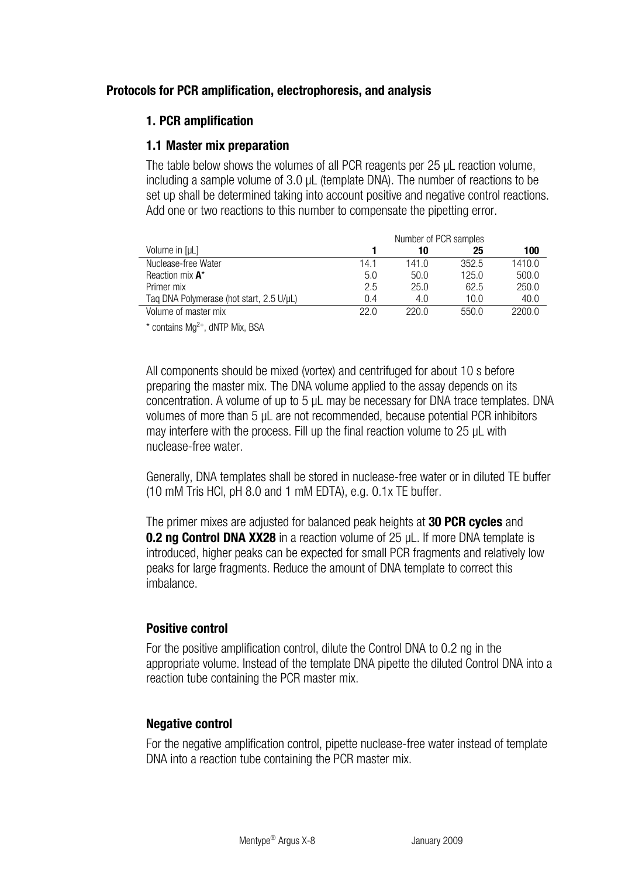## Protocols for PCR amplification, electrophoresis, and analysis

### 1. PCR amplification

### 1.1 Master mix preparation

The table below shows the volumes of all PCR reagents per 25 µL reaction volume, including a sample volume of 3.0 µL (template DNA). The number of reactions to be set up shall be determined taking into account positive and negative control reactions. Add one or two reactions to this number to compensate the pipetting error.

| | Number of PCR samples | | | |
|---|---|---|---|---|
| Volume in [µL] | **1** | **10** | **25** | **100** |
| Nuclease-free Water | 14.1 | 141.0 | 352.5 | 1410.0 |
| Reaction mix **A*** | 5.0 | 50.0 | 125.0 | 500.0 |
| Primer mix | 2.5 | 25.0 | 62.5 | 250.0 |
| Taq DNA Polymerase (hot start, 2.5 U/µL) | 0.4 | 4.0 | 10.0 | 40.0 |
| Volume of master mix | 22.0 | 220.0 | 550.0 | 2200.0 |

* contains $Mg^{2+}$, dNTP Mix, BSA

All components should be mixed (vortex) and centrifuged for about 10 s before preparing the master mix. The DNA volume applied to the assay depends on its concentration. A volume of up to 5 µL may be necessary for DNA trace templates. DNA volumes of more than 5 µL are not recommended, because potential PCR inhibitors may interfere with the process. Fill up the final reaction volume to 25 µL with nuclease-free water.

Generally, DNA templates shall be stored in nuclease-free water or in diluted TE buffer (10 mM Tris HCl, pH 8.0 and 1 mM EDTA), e.g. 0.1x TE buffer.

The primer mixes are adjusted for balanced peak heights at **30 PCR cycles** and **0.2 ng Control DNA XX28** in a reaction volume of 25 µL. If more DNA template is introduced, higher peaks can be expected for small PCR fragments and relatively low peaks for large fragments. Reduce the amount of DNA template to correct this imbalance.

#### Positive control

For the positive amplification control, dilute the Control DNA to 0.2 ng in the appropriate volume. Instead of the template DNA pipette the diluted Control DNA into a reaction tube containing the PCR master mix.

#### Negative control

For the negative amplification control, pipette nuclease-free water instead of template DNA into a reaction tube containing the PCR master mix.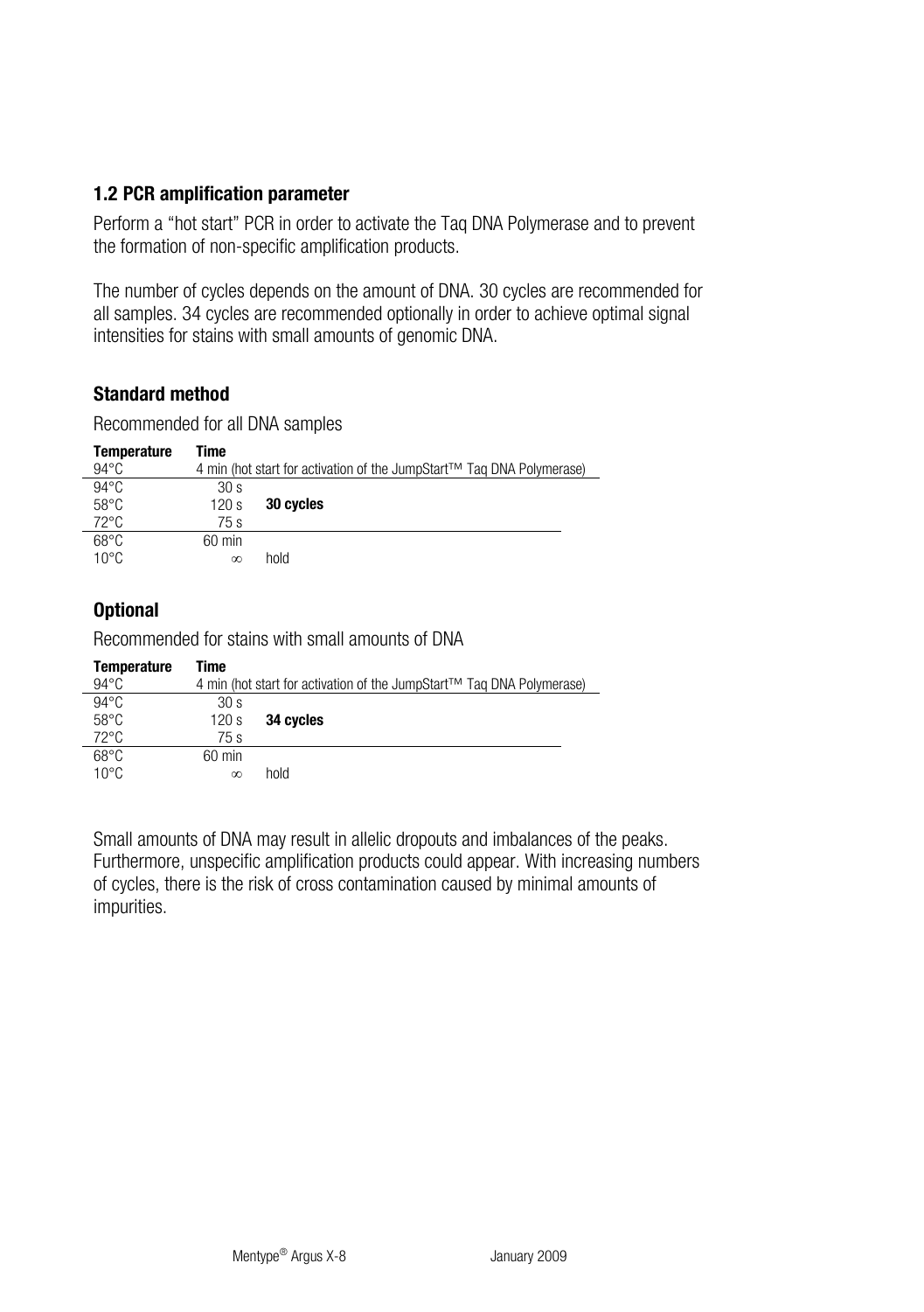### 1.2 PCR amplification parameter

Perform a "hot start" PCR in order to activate the Taq DNA Polymerase and to prevent the formation of non-specific amplification products.

The number of cycles depends on the amount of DNA. 30 cycles are recommended for all samples. 34 cycles are recommended optionally in order to achieve optimal signal intensities for stains with small amounts of genomic DNA.

### Standard method

Recommended for all DNA samples

| Temperature | Time | |
|---|---|---|
| 94°C | 4 min (hot start for activation of the JumpStart™ Taq DNA Polymerase) | |
| 94°C | 30 s | |
| 58°C | 120 s | **30 cycles** |
| 72°C | 75 s | |
| 68°C | 60 min | |
| 10°C | ∞ | hold |

### Optional

Recommended for stains with small amounts of DNA

| Temperature | Time | |
|---|---|---|
| 94°C | 4 min (hot start for activation of the JumpStart™ Taq DNA Polymerase) | |
| 94°C | 30 s | |
| 58°C | 120 s | **34 cycles** |
| 72°C | 75 s | |
| 68°C | 60 min | |
| 10°C | ∞ | hold |

Small amounts of DNA may result in allelic dropouts and imbalances of the peaks. Furthermore, unspecific amplification products could appear. With increasing numbers of cycles, there is the risk of cross contamination caused by minimal amounts of impurities.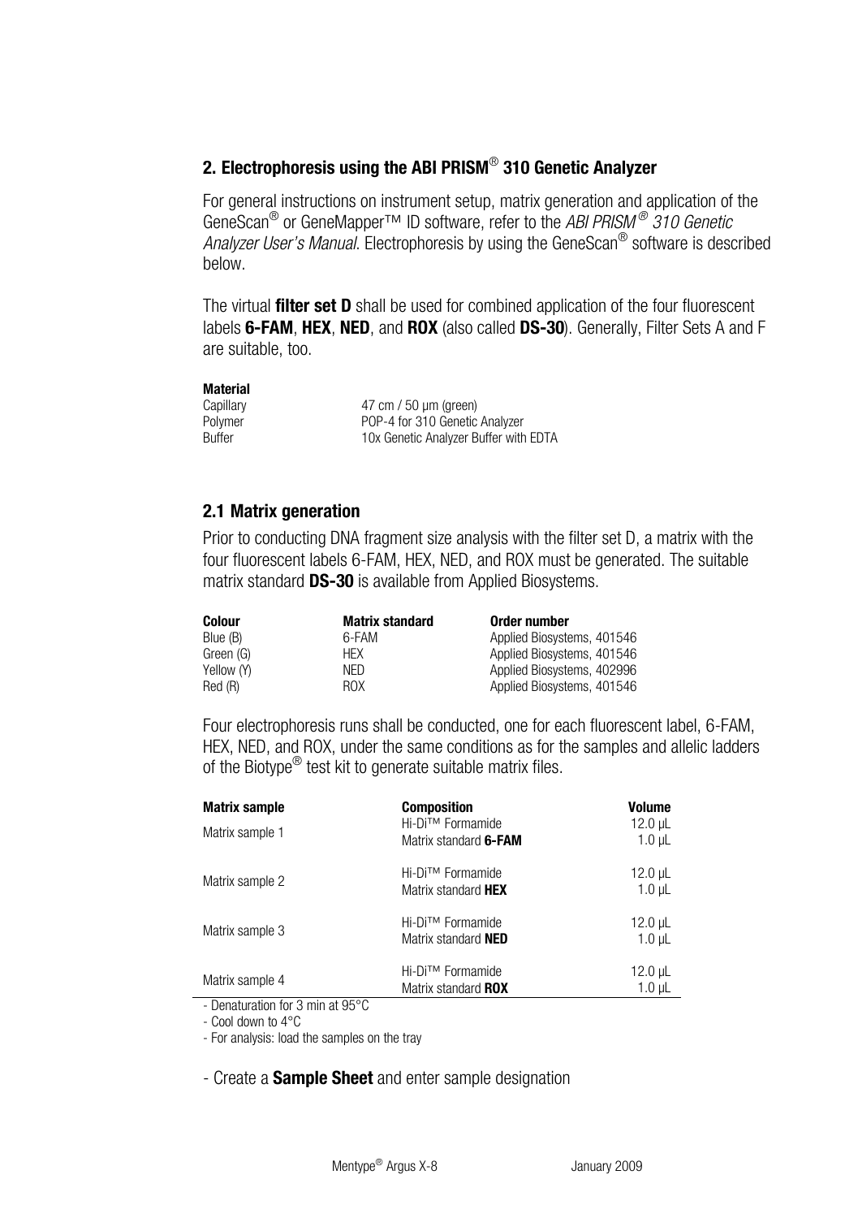## 2. Electrophoresis using the ABI PRISM® 310 Genetic Analyzer

For general instructions on instrument setup, matrix generation and application of the GeneScan® or GeneMapper™ ID software, refer to the *ABI PRISM® 310 Genetic Analyzer User's Manual*. Electrophoresis by using the GeneScan® software is described below.

The virtual **filter set D** shall be used for combined application of the four fluorescent labels **6-FAM**, **HEX**, **NED**, and **ROX** (also called **DS-30**). Generally, Filter Sets A and F are suitable, too.

**Material**

| | |
|---|---|
| Capillary | 47 cm / 50 µm (green) |
| Polymer | POP-4 for 310 Genetic Analyzer |
| Buffer | 10x Genetic Analyzer Buffer with EDTA |

### 2.1 Matrix generation

Prior to conducting DNA fragment size analysis with the filter set D, a matrix with the four fluorescent labels 6-FAM, HEX, NED, and ROX must be generated. The suitable matrix standard **DS-30** is available from Applied Biosystems.

| Colour | Matrix standard | Order number |
|---|---|---|
| Blue (B) | 6-FAM | Applied Biosystems, 401546 |
| Green (G) | HEX | Applied Biosystems, 401546 |
| Yellow (Y) | NED | Applied Biosystems, 402996 |
| Red (R) | ROX | Applied Biosystems, 401546 |

Four electrophoresis runs shall be conducted, one for each fluorescent label, 6-FAM, HEX, NED, and ROX, under the same conditions as for the samples and allelic ladders of the Biotype® test kit to generate suitable matrix files.

| Matrix sample | Composition | Volume |
|---|---|---|
| Matrix sample 1 | Hi-Di™ Formamide<br>Matrix standard **6-FAM** | 12.0 µL<br>1.0 µL |
| Matrix sample 2 | Hi-Di™ Formamide<br>Matrix standard **HEX** | 12.0 µL<br>1.0 µL |
| Matrix sample 3 | Hi-Di™ Formamide<br>Matrix standard **NED** | 12.0 µL<br>1.0 µL |
| Matrix sample 4 | Hi-Di™ Formamide<br>Matrix standard **ROX** | 12.0 µL<br>1.0 µL |

- Denaturation for 3 min at 95°C
- Cool down to 4°C
- For analysis: load the samples on the tray

- Create a **Sample Sheet** and enter sample designation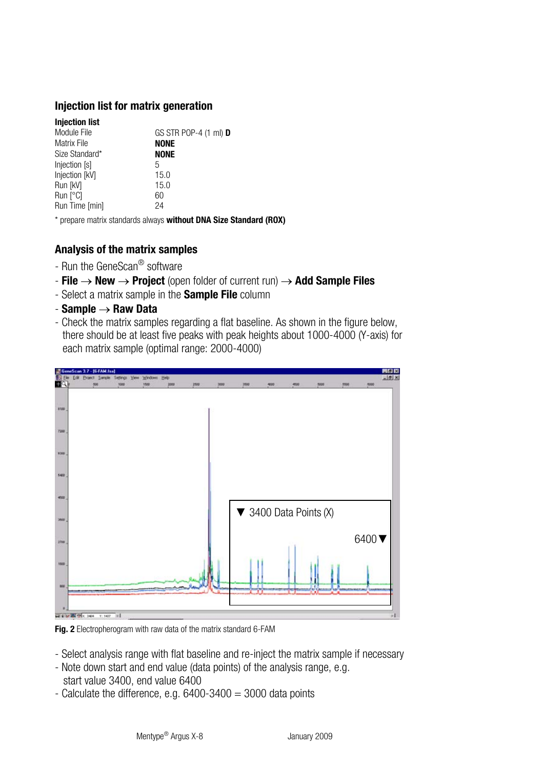## Injection list for matrix generation

| **Injection list** | |
|---|---|
| Module File | GS STR POP-4 (1 ml) **D** |
| Matrix File | **NONE** |
| Size Standard* | **NONE** |
| Injection [s] | 5 |
| Injection [kV] | 15.0 |
| Run [kV] | 15.0 |
| Run [°C] | 60 |
| Run Time [min] | 24 |

\* prepare matrix standards always **without DNA Size Standard (ROX)**

## Analysis of the matrix samples

- Run the GeneScan® software
- **File** → **New** → **Project** (open folder of current run) → **Add Sample Files**
- Select a matrix sample in the **Sample File** column
- **Sample** → **Raw Data**
- Check the matrix samples regarding a flat baseline. As shown in the figure below, there should be at least five peaks with peak heights about 1000-4000 (Y-axis) for each matrix sample (optimal range: 2000-4000)

**Fig. 2** Electropherogram with raw data of the matrix standard 6-FAM

- Select analysis range with flat baseline and re-inject the matrix sample if necessary
- Note down start and end value (data points) of the analysis range, e.g. start value 3400, end value 6400
- Calculate the difference, e.g. 6400-3400 = 3000 data points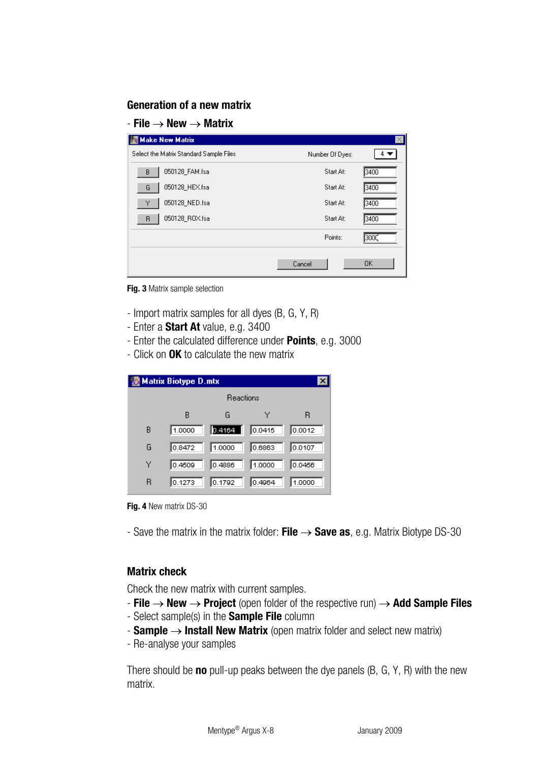## Generation of a new matrix

- **File** → **New** → **Matrix**

Make New Matrix

Select the Matrix Standard Sample Files — Number Of Dyes: 4

| | File | | Start At |
|---|---|---|---|
| B | 050128_FAM.fsa | Start At: | 3400 |
| G | 050128_HEX.fsa | Start At: | 3400 |
| Y | 050128_NED.fsa | Start At: | 3400 |
| R | 050128_ROX.fsa | Start At: | 3400 |
| | | Points: | 3000 |

Cancel | OK

**Fig. 3** Matrix sample selection

- Import matrix samples for all dyes (B, G, Y, R)
- Enter a **Start At** value, e.g. 3400
- Enter the calculated difference under **Points**, e.g. 3000
- Click on **OK** to calculate the new matrix

Matrix Biotype D.mtx

Reactions

| | B | G | Y | R |
|---|---|---|---|---|
| B | 1.0000 | 0.4164 | 0.0415 | 0.0012 |
| G | 0.8472 | 1.0000 | 0.6863 | 0.0107 |
| Y | 0.4509 | 0.4886 | 1.0000 | 0.0456 |
| R | 0.1273 | 0.1792 | 0.4964 | 1.0000 |

**Fig. 4** New matrix DS-30

- Save the matrix in the matrix folder: **File** → **Save as**, e.g. Matrix Biotype DS-30

## Matrix check

Check the new matrix with current samples.

- **File** → **New** → **Project** (open folder of the respective run) → **Add Sample Files**
- Select sample(s) in the **Sample File** column
- **Sample** → **Install New Matrix** (open matrix folder and select new matrix)
- Re-analyse your samples

There should be **no** pull-up peaks between the dye panels (B, G, Y, R) with the new matrix.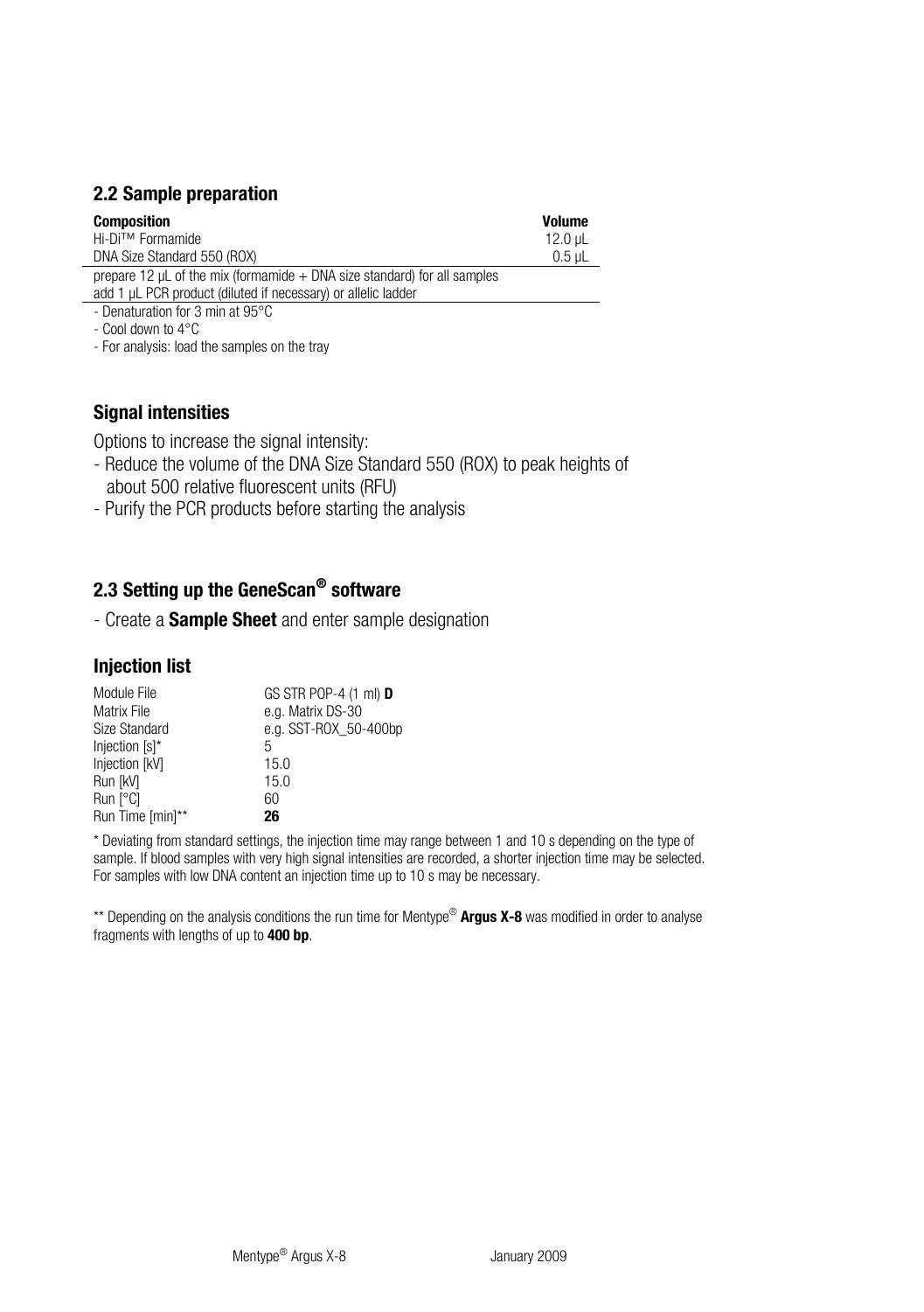## 2.2 Sample preparation

| Composition | Volume |
|---|---|
| Hi-Di™ Formamide | 12.0 µL |
| DNA Size Standard 550 (ROX) | 0.5 µL |
| prepare 12 µL of the mix (formamide + DNA size standard) for all samples | |
| add 1 µL PCR product (diluted if necessary) or allelic ladder | |

- Denaturation for 3 min at 95°C
- Cool down to 4°C
- For analysis: load the samples on the tray

### Signal intensities

Options to increase the signal intensity:

- Reduce the volume of the DNA Size Standard 550 (ROX) to peak heights of about 500 relative fluorescent units (RFU)
- Purify the PCR products before starting the analysis

## 2.3 Setting up the GeneScan® software

- Create a **Sample Sheet** and enter sample designation

### Injection list

| | |
|---|---|
| Module File | GS STR POP-4 (1 ml) **D** |
| Matrix File | e.g. Matrix DS-30 |
| Size Standard | e.g. SST-ROX_50-400bp |
| Injection [s]* | 5 |
| Injection [kV] | 15.0 |
| Run [kV] | 15.0 |
| Run [°C] | 60 |
| Run Time [min]** | **26** |

* Deviating from standard settings, the injection time may range between 1 and 10 s depending on the type of sample. If blood samples with very high signal intensities are recorded, a shorter injection time may be selected. For samples with low DNA content an injection time up to 10 s may be necessary.

** Depending on the analysis conditions the run time for Mentype® **Argus X-8** was modified in order to analyse fragments with lengths of up to **400 bp**.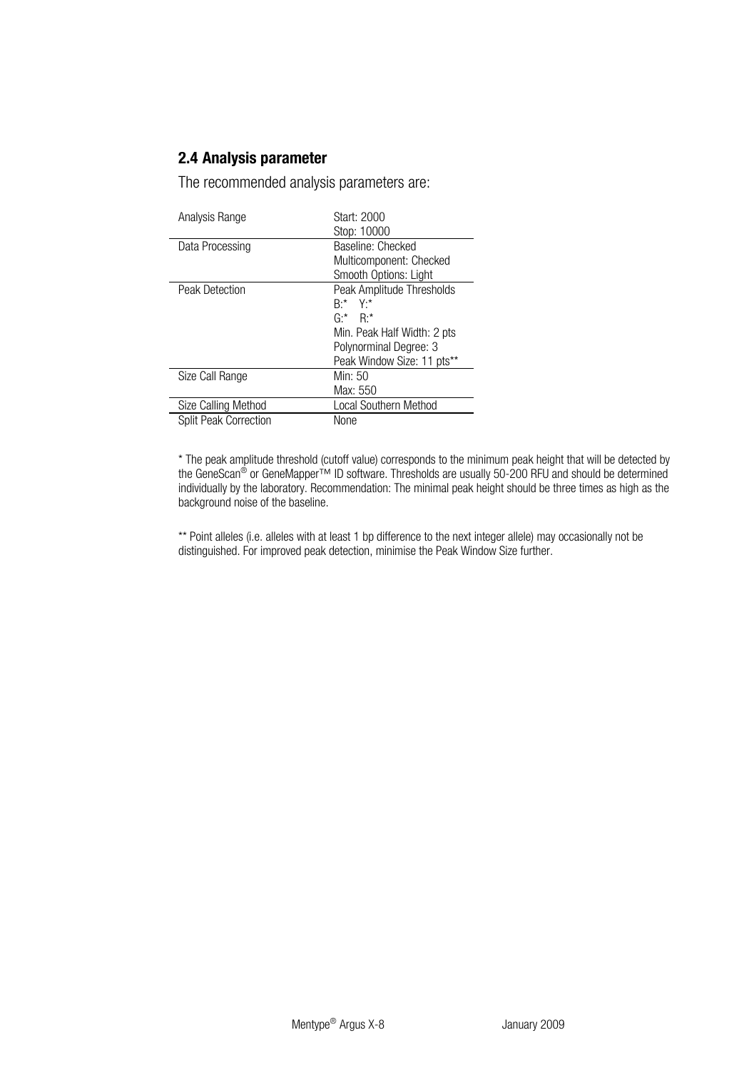## 2.4 Analysis parameter

The recommended analysis parameters are:

| | |
|---|---|
| Analysis Range | Start: 2000<br>Stop: 10000 |
| Data Processing | Baseline: Checked<br>Multicomponent: Checked<br>Smooth Options: Light |
| Peak Detection | Peak Amplitude Thresholds<br>B:* Y:*<br>G:* R:*<br>Min. Peak Half Width: 2 pts<br>Polynorminal Degree: 3<br>Peak Window Size: 11 pts** |
| Size Call Range | Min: 50<br>Max: 550 |
| Size Calling Method | Local Southern Method |
| Split Peak Correction | None |

* The peak amplitude threshold (cutoff value) corresponds to the minimum peak height that will be detected by the GeneScan® or GeneMapper™ ID software. Thresholds are usually 50-200 RFU and should be determined individually by the laboratory. Recommendation: The minimal peak height should be three times as high as the background noise of the baseline.

** Point alleles (i.e. alleles with at least 1 bp difference to the next integer allele) may occasionally not be distinguished. For improved peak detection, minimise the Peak Window Size further.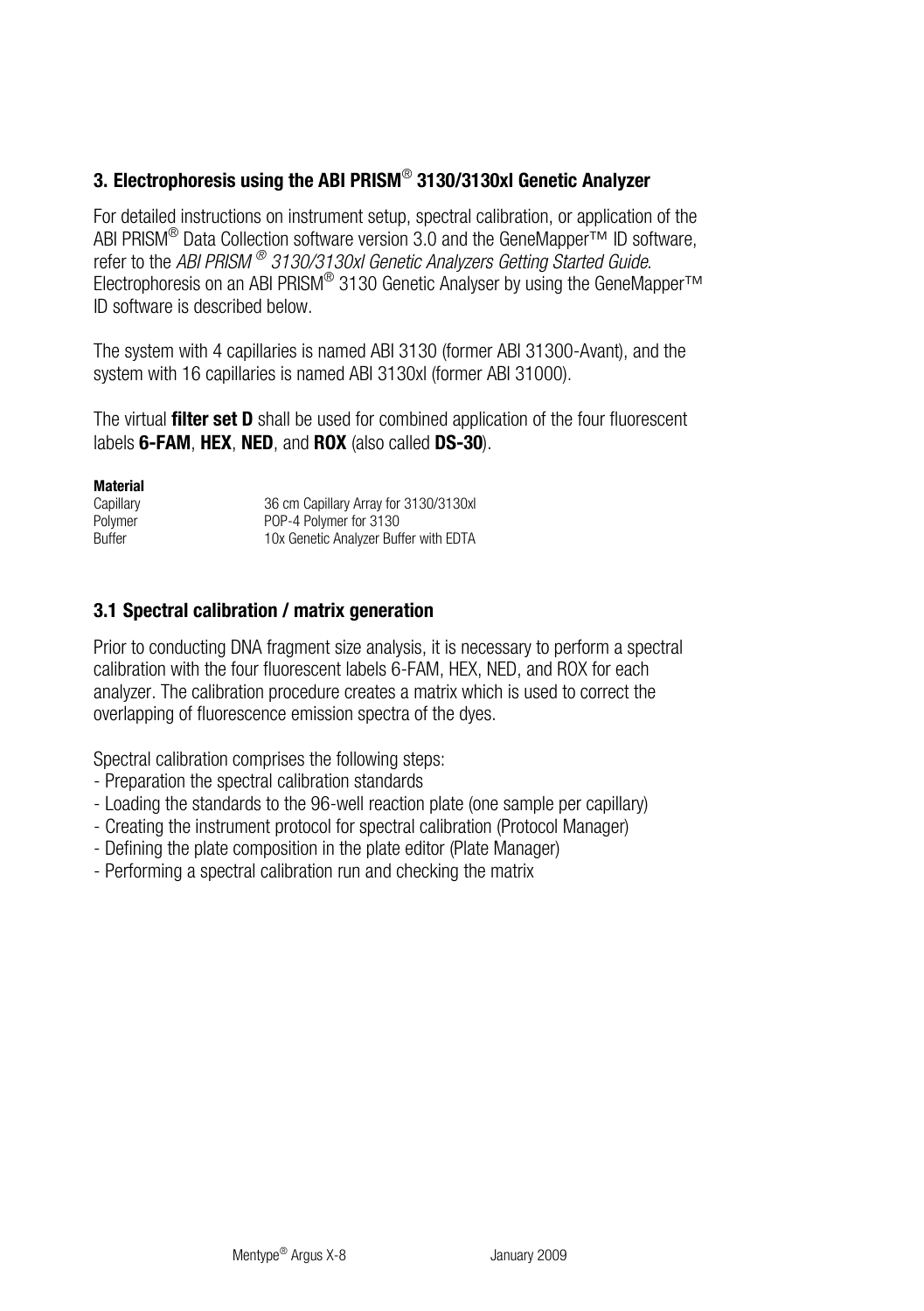## 3. Electrophoresis using the ABI PRISM® 3130/3130xl Genetic Analyzer

For detailed instructions on instrument setup, spectral calibration, or application of the ABI PRISM® Data Collection software version 3.0 and the GeneMapper™ ID software, refer to the *ABI PRISM ® 3130/3130xl Genetic Analyzers Getting Started Guide*. Electrophoresis on an ABI PRISM® 3130 Genetic Analyser by using the GeneMapper™ ID software is described below.

The system with 4 capillaries is named ABI 3130 (former ABI 31300-Avant), and the system with 16 capillaries is named ABI 3130xl (former ABI 31000).

The virtual **filter set D** shall be used for combined application of the four fluorescent labels **6-FAM**, **HEX**, **NED**, and **ROX** (also called **DS-30**).

**Material**

| | |
|---|---|
| Capillary | 36 cm Capillary Array for 3130/3130xl |
| Polymer | POP-4 Polymer for 3130 |
| Buffer | 10x Genetic Analyzer Buffer with EDTA |

### 3.1 Spectral calibration / matrix generation

Prior to conducting DNA fragment size analysis, it is necessary to perform a spectral calibration with the four fluorescent labels 6-FAM, HEX, NED, and ROX for each analyzer. The calibration procedure creates a matrix which is used to correct the overlapping of fluorescence emission spectra of the dyes.

Spectral calibration comprises the following steps:

- Preparation the spectral calibration standards
- Loading the standards to the 96-well reaction plate (one sample per capillary)
- Creating the instrument protocol for spectral calibration (Protocol Manager)
- Defining the plate composition in the plate editor (Plate Manager)
- Performing a spectral calibration run and checking the matrix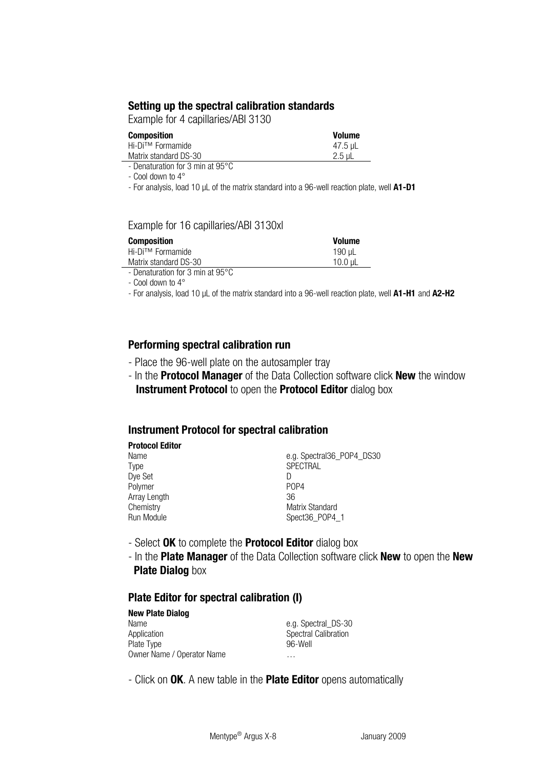## Setting up the spectral calibration standards

Example for 4 capillaries/ABI 3130

| Composition | Volume |
|---|---|
| Hi-Di™ Formamide | 47.5 µL |
| Matrix standard DS-30 | 2.5 µL |

- Denaturation for 3 min at 95°C
- Cool down to 4°
- For analysis, load 10 µL of the matrix standard into a 96-well reaction plate, well **A1-D1**

Example for 16 capillaries/ABI 3130xl

| Composition | Volume |
|---|---|
| Hi-Di™ Formamide | 190 µL |
| Matrix standard DS-30 | 10.0 µL |

- Denaturation for 3 min at 95°C
- Cool down to 4°
- For analysis, load 10 µL of the matrix standard into a 96-well reaction plate, well **A1-H1** and **A2-H2**

## Performing spectral calibration run

- Place the 96-well plate on the autosampler tray
- In the **Protocol Manager** of the Data Collection software click **New** the window **Instrument Protocol** to open the **Protocol Editor** dialog box

## Instrument Protocol for spectral calibration

| Protocol Editor | |
|---|---|
| Name | e.g. Spectral36_POP4_DS30 |
| Type | SPECTRAL |
| Dye Set | D |
| Polymer | POP4 |
| Array Length | 36 |
| Chemistry | Matrix Standard |
| Run Module | Spect36_POP4_1 |

- Select **OK** to complete the **Protocol Editor** dialog box
- In the **Plate Manager** of the Data Collection software click **New** to open the **New Plate Dialog** box

## Plate Editor for spectral calibration (I)

| New Plate Dialog | |
|---|---|
| Name | e.g. Spectral_DS-30 |
| Application | Spectral Calibration |
| Plate Type | 96-Well |
| Owner Name / Operator Name | … |

- Click on **OK**. A new table in the **Plate Editor** opens automatically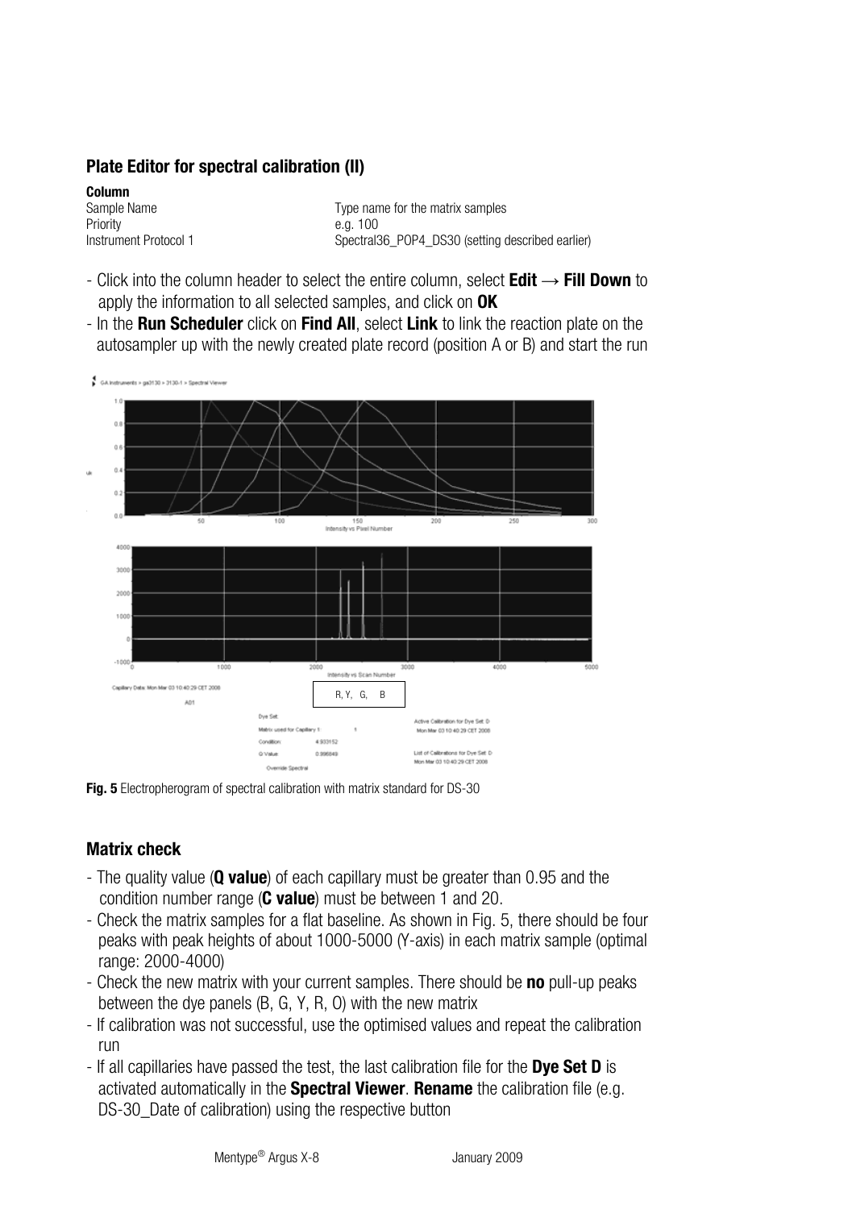### Plate Editor for spectral calibration (II)

| Column | |
|---|---|
| Sample Name | Type name for the matrix samples |
| Priority | e.g. 100 |
| Instrument Protocol 1 | Spectral36_POP4_DS30 (setting described earlier) |

- Click into the column header to select the entire column, select **Edit → Fill Down** to apply the information to all selected samples, and click on **OK**
- In the **Run Scheduler** click on **Find All**, select **Link** to link the reaction plate on the autosampler up with the newly created plate record (position A or B) and start the run

**Fig. 5** Electropherogram of spectral calibration with matrix standard for DS-30

### Matrix check

- The quality value (**Q value**) of each capillary must be greater than 0.95 and the condition number range (**C value**) must be between 1 and 20.
- Check the matrix samples for a flat baseline. As shown in Fig. 5, there should be four peaks with peak heights of about 1000-5000 (Y-axis) in each matrix sample (optimal range: 2000-4000)
- Check the new matrix with your current samples. There should be **no** pull-up peaks between the dye panels (B, G, Y, R, O) with the new matrix
- If calibration was not successful, use the optimised values and repeat the calibration run
- If all capillaries have passed the test, the last calibration file for the **Dye Set D** is activated automatically in the **Spectral Viewer**. **Rename** the calibration file (e.g. DS-30_Date of calibration) using the respective button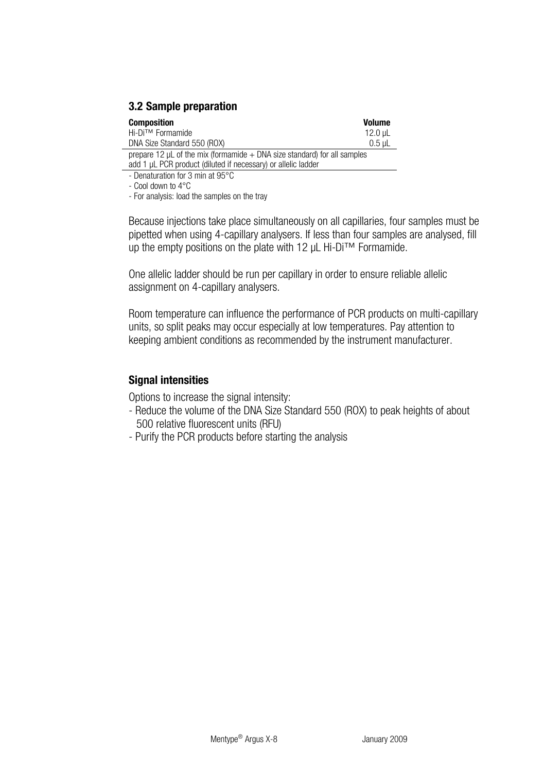### 3.2 Sample preparation

| **Composition** | **Volume** |
| --- | --- |
| Hi-Di™ Formamide | 12.0 µL |
| DNA Size Standard 550 (ROX) | 0.5 µL |
| prepare 12 µL of the mix (formamide + DNA size standard) for all samples | |
| add 1 µL PCR product (diluted if necessary) or allelic ladder | |

- Denaturation for 3 min at 95°C
- Cool down to 4°C
- For analysis: load the samples on the tray

Because injections take place simultaneously on all capillaries, four samples must be pipetted when using 4-capillary analysers. If less than four samples are analysed, fill up the empty positions on the plate with 12 µL Hi-Di™ Formamide.

One allelic ladder should be run per capillary in order to ensure reliable allelic assignment on 4-capillary analysers.

Room temperature can influence the performance of PCR products on multi-capillary units, so split peaks may occur especially at low temperatures. Pay attention to keeping ambient conditions as recommended by the instrument manufacturer.

#### Signal intensities

Options to increase the signal intensity:

- Reduce the volume of the DNA Size Standard 550 (ROX) to peak heights of about 500 relative fluorescent units (RFU)
- Purify the PCR products before starting the analysis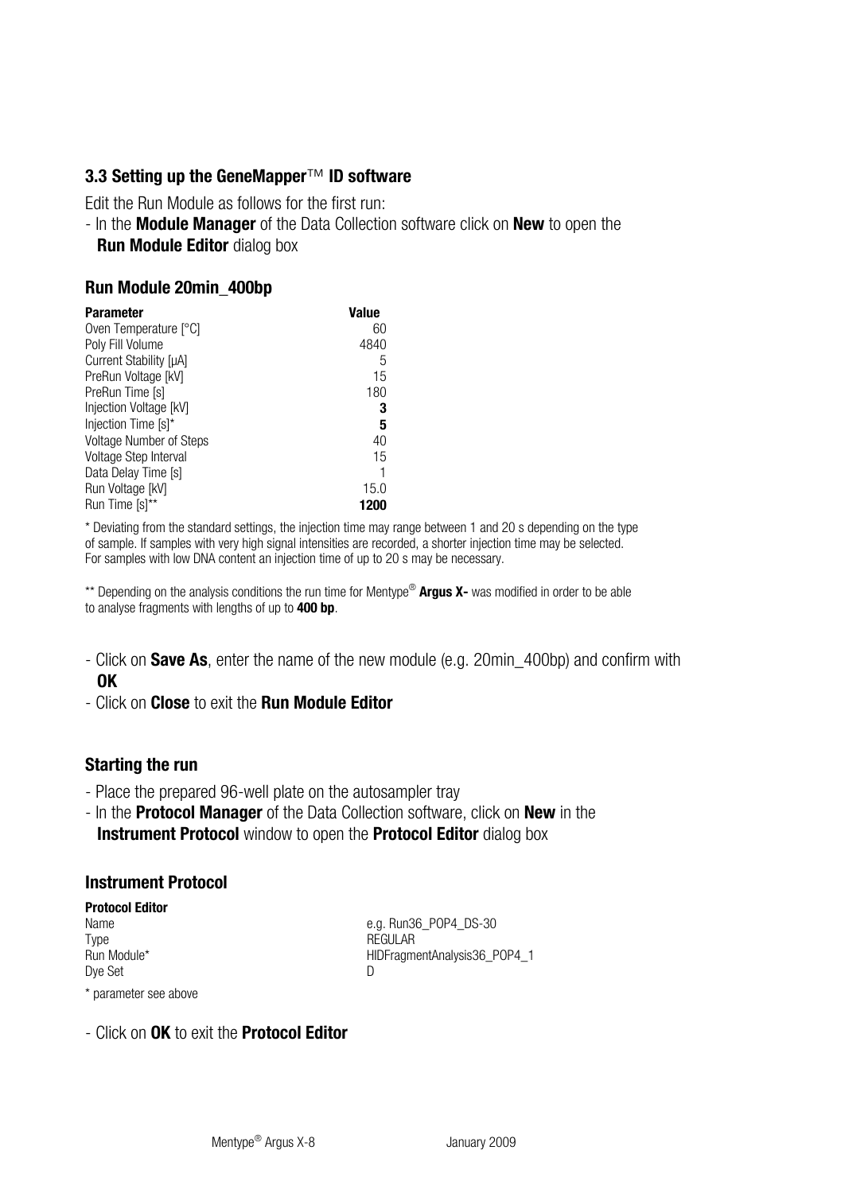### 3.3 Setting up the GeneMapper™ ID software

Edit the Run Module as follows for the first run:

- In the **Module Manager** of the Data Collection software click on **New** to open the **Run Module Editor** dialog box

### Run Module 20min_400bp

| Parameter | Value |
|---|---|
| Oven Temperature [°C] | 60 |
| Poly Fill Volume | 4840 |
| Current Stability [µA] | 5 |
| PreRun Voltage [kV] | 15 |
| PreRun Time [s] | 180 |
| Injection Voltage [kV] | **3** |
| Injection Time [s]* | **5** |
| Voltage Number of Steps | 40 |
| Voltage Step Interval | 15 |
| Data Delay Time [s] | 1 |
| Run Voltage [kV] | 15.0 |
| Run Time [s]** | **1200** |

* Deviating from the standard settings, the injection time may range between 1 and 20 s depending on the type of sample. If samples with very high signal intensities are recorded, a shorter injection time may be selected. For samples with low DNA content an injection time of up to 20 s may be necessary.

** Depending on the analysis conditions the run time for Mentype® **Argus X-** was modified in order to be able to analyse fragments with lengths of up to **400 bp**.

- Click on **Save As**, enter the name of the new module (e.g. 20min_400bp) and confirm with **OK**
- Click on **Close** to exit the **Run Module Editor**

### Starting the run

- Place the prepared 96-well plate on the autosampler tray
- In the **Protocol Manager** of the Data Collection software, click on **New** in the **Instrument Protocol** window to open the **Protocol Editor** dialog box

### Instrument Protocol

| Protocol Editor | |
|---|---|
| Name | e.g. Run36_POP4_DS-30 |
| Type | REGULAR |
| Run Module* | HIDFragmentAnalysis36_POP4_1 |
| Dye Set | D |

* parameter see above

- Click on **OK** to exit the **Protocol Editor**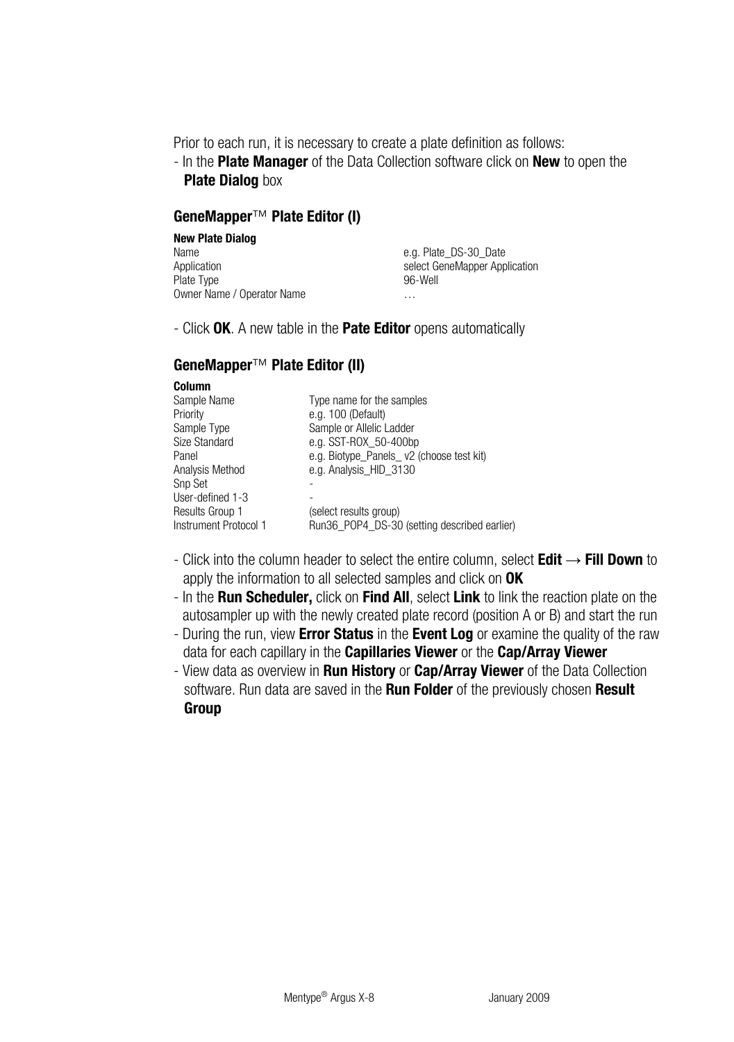Prior to each run, it is necessary to create a plate definition as follows:

- In the **Plate Manager** of the Data Collection software click on **New** to open the **Plate Dialog** box

### GeneMapper™ Plate Editor (I)

| **New Plate Dialog** | |
|---|---|
| Name | e.g. Plate_DS-30_Date |
| Application | select GeneMapper Application |
| Plate Type | 96-Well |
| Owner Name / Operator Name | … |

- Click **OK**. A new table in the **Pate Editor** opens automatically

### GeneMapper™ Plate Editor (II)

| **Column** | |
|---|---|
| Sample Name | Type name for the samples |
| Priority | e.g. 100 (Default) |
| Sample Type | Sample or Allelic Ladder |
| Size Standard | e.g. SST-ROX_50-400bp |
| Panel | e.g. Biotype_Panels_ v2 (choose test kit) |
| Analysis Method | e.g. Analysis_HID_3130 |
| Snp Set | - |
| User-defined 1-3 | - |
| Results Group 1 | (select results group) |
| Instrument Protocol 1 | Run36_POP4_DS-30 (setting described earlier) |

- Click into the column header to select the entire column, select **Edit → Fill Down** to apply the information to all selected samples and click on **OK**
- In the **Run Scheduler,** click on **Find All**, select **Link** to link the reaction plate on the autosampler up with the newly created plate record (position A or B) and start the run
- During the run, view **Error Status** in the **Event Log** or examine the quality of the raw data for each capillary in the **Capillaries Viewer** or the **Cap/Array Viewer**
- View data as overview in **Run History** or **Cap/Array Viewer** of the Data Collection software. Run data are saved in the **Run Folder** of the previously chosen **Result Group**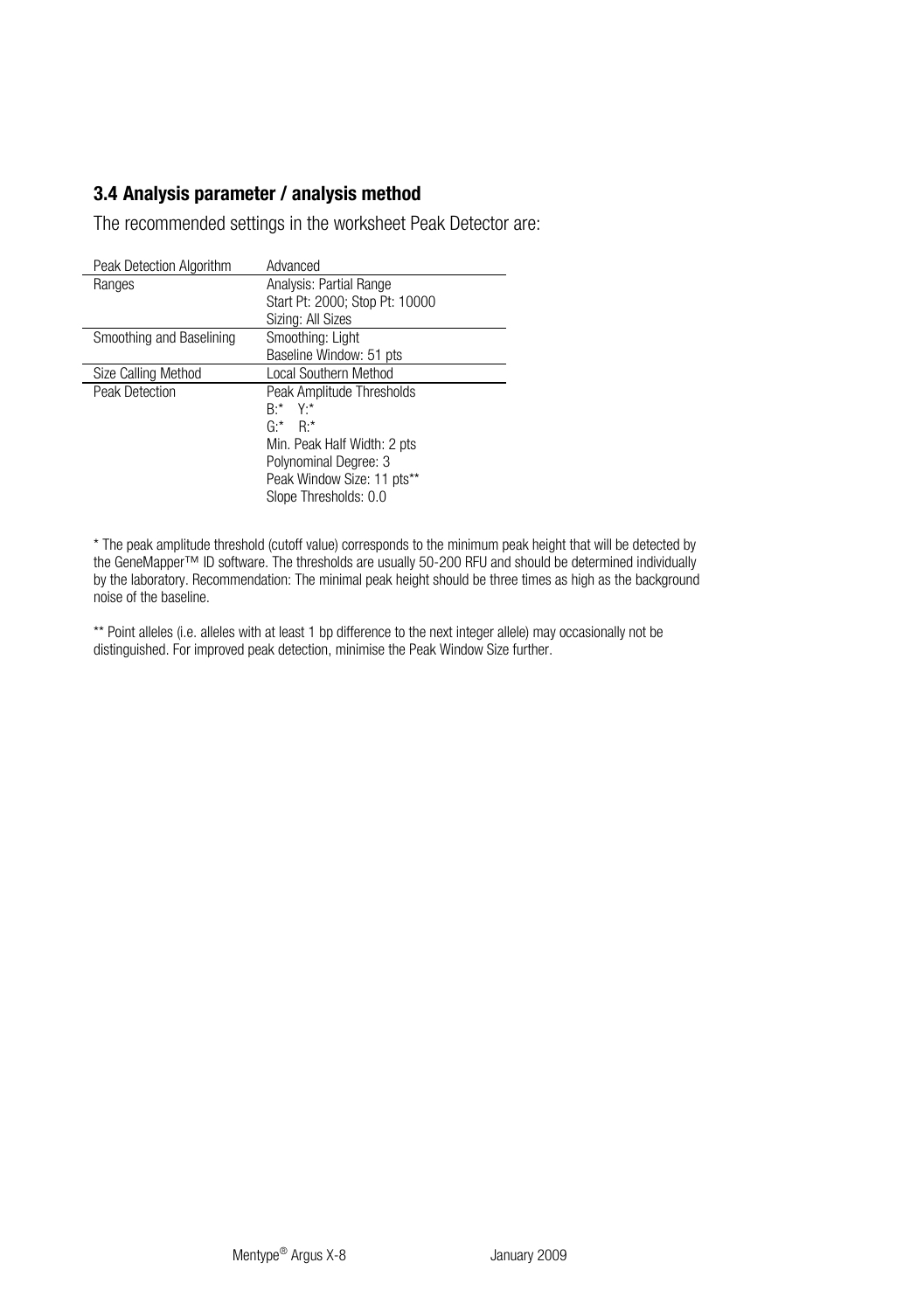### 3.4 Analysis parameter / analysis method

The recommended settings in the worksheet Peak Detector are:

| Peak Detection Algorithm | Advanced |
|---|---|
| Ranges | Analysis: Partial Range<br>Start Pt: 2000; Stop Pt: 10000<br>Sizing: All Sizes |
| Smoothing and Baselining | Smoothing: Light<br>Baseline Window: 51 pts |
| Size Calling Method | Local Southern Method |
| Peak Detection | Peak Amplitude Thresholds<br>B:* Y:*<br>G:* R:*<br>Min. Peak Half Width: 2 pts<br>Polynominal Degree: 3<br>Peak Window Size: 11 pts**<br>Slope Thresholds: 0.0 |

* The peak amplitude threshold (cutoff value) corresponds to the minimum peak height that will be detected by the GeneMapper™ ID software. The thresholds are usually 50-200 RFU and should be determined individually by the laboratory. Recommendation: The minimal peak height should be three times as high as the background noise of the baseline.

** Point alleles (i.e. alleles with at least 1 bp difference to the next integer allele) may occasionally not be distinguished. For improved peak detection, minimise the Peak Window Size further.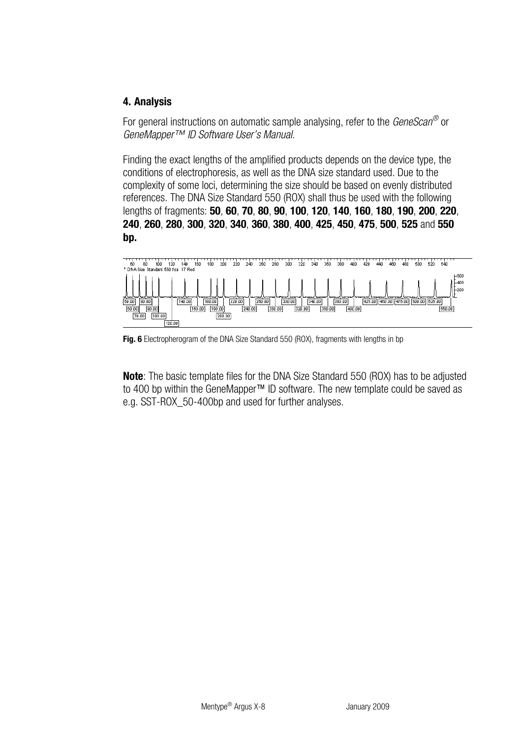## 4. Analysis

For general instructions on automatic sample analysing, refer to the *GeneScan®* or *GeneMapper™ ID Software User's Manual.*

Finding the exact lengths of the amplified products depends on the device type, the conditions of electrophoresis, as well as the DNA size standard used. Due to the complexity of some loci, determining the size should be based on evenly distributed references. The DNA Size Standard 550 (ROX) shall thus be used with the following lengths of fragments: **50**, **60**, **70**, **80**, **90**, **100**, **120**, **140**, **160**, **180**, **190**, **200**, **220**, **240**, **260**, **280**, **300**, **320**, **340**, **360**, **380**, **400**, **425**, **450**, **475**, **500**, **525** and **550 bp.**

**Fig. 6** Electropherogram of the DNA Size Standard 550 (ROX), fragments with lengths in bp

**Note**: The basic template files for the DNA Size Standard 550 (ROX) has to be adjusted to 400 bp within the GeneMapper™ ID software. The new template could be saved as e.g. SST-ROX_50-400bp and used for further analyses.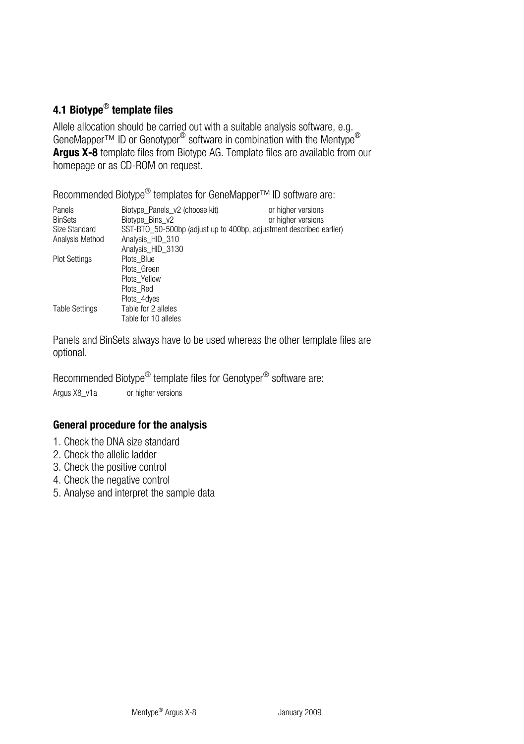## 4.1 Biotype® template files

Allele allocation should be carried out with a suitable analysis software, e.g. GeneMapper™ ID or Genotyper® software in combination with the Mentype® **Argus X-8** template files from Biotype AG. Template files are available from our homepage or as CD-ROM on request.

Recommended Biotype® templates for GeneMapper™ ID software are:

| | | |
|---|---|---|
| Panels | Biotype_Panels_v2 (choose kit) | or higher versions |
| BinSets | Biotype_Bins_v2 | or higher versions |
| Size Standard | SST-BTO_50-500bp (adjust up to 400bp, adjustment described earlier) | |
| Analysis Method | Analysis_HID_310 | |
| | Analysis_HID_3130 | |
| Plot Settings | Plots_Blue | |
| | Plots_Green | |
| | Plots_Yellow | |
| | Plots_Red | |
| | Plots_4dyes | |
| Table Settings | Table for 2 alleles | |
| | Table for 10 alleles | |

Panels and BinSets always have to be used whereas the other template files are optional.

Recommended Biotype® template files for Genotyper® software are:

Argus X8_v1a   or higher versions

### General procedure for the analysis

1. Check the DNA size standard
2. Check the allelic ladder
3. Check the positive control
4. Check the negative control
5. Analyse and interpret the sample data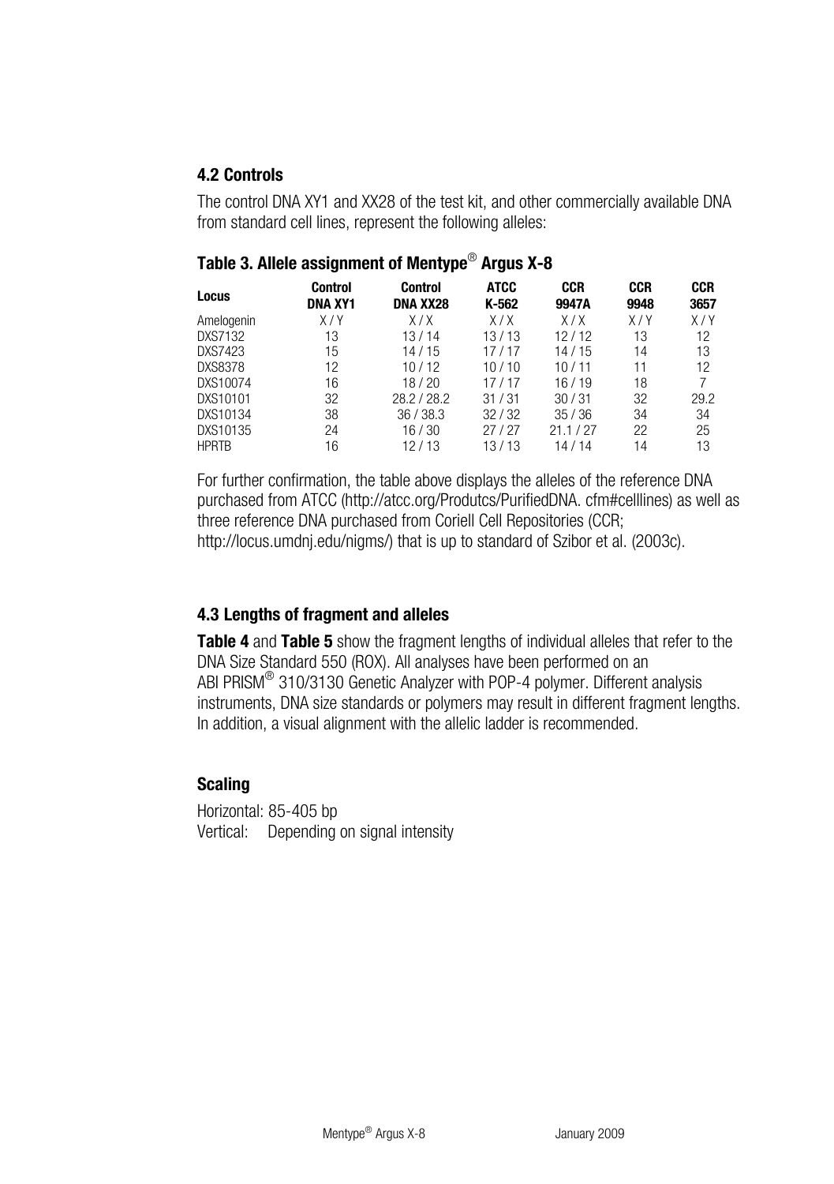## 4.2 Controls

The control DNA XY1 and XX28 of the test kit, and other commercially available DNA from standard cell lines, represent the following alleles:

### Table 3. Allele assignment of Mentype® Argus X-8

| Locus | Control DNA XY1 | Control DNA XX28 | ATCC K-562 | CCR 9947A | CCR 9948 | CCR 3657 |
|---|---|---|---|---|---|---|
| Amelogenin | X / Y | X / X | X / X | X / X | X / Y | X / Y |
| DXS7132 | 13 | 13 / 14 | 13 / 13 | 12 / 12 | 13 | 12 |
| DXS7423 | 15 | 14 / 15 | 17 / 17 | 14 / 15 | 14 | 13 |
| DXS8378 | 12 | 10 / 12 | 10 / 10 | 10 / 11 | 11 | 12 |
| DXS10074 | 16 | 18 / 20 | 17 / 17 | 16 / 19 | 18 | 7 |
| DXS10101 | 32 | 28.2 / 28.2 | 31 / 31 | 30 / 31 | 32 | 29.2 |
| DXS10134 | 38 | 36 / 38.3 | 32 / 32 | 35 / 36 | 34 | 34 |
| DXS10135 | 24 | 16 / 30 | 27 / 27 | 21.1 / 27 | 22 | 25 |
| HPRTB | 16 | 12 / 13 | 13 / 13 | 14 / 14 | 14 | 13 |

For further confirmation, the table above displays the alleles of the reference DNA purchased from ATCC (http://atcc.org/Produtcs/PurifiedDNA. cfm#celllines) as well as three reference DNA purchased from Coriell Cell Repositories (CCR; http://locus.umdnj.edu/nigms/) that is up to standard of Szibor et al. (2003c).

## 4.3 Lengths of fragment and alleles

**Table 4** and **Table 5** show the fragment lengths of individual alleles that refer to the DNA Size Standard 550 (ROX). All analyses have been performed on an ABI PRISM® 310/3130 Genetic Analyzer with POP-4 polymer. Different analysis instruments, DNA size standards or polymers may result in different fragment lengths. In addition, a visual alignment with the allelic ladder is recommended.

### Scaling

Horizontal: 85-405 bp
Vertical: Depending on signal intensity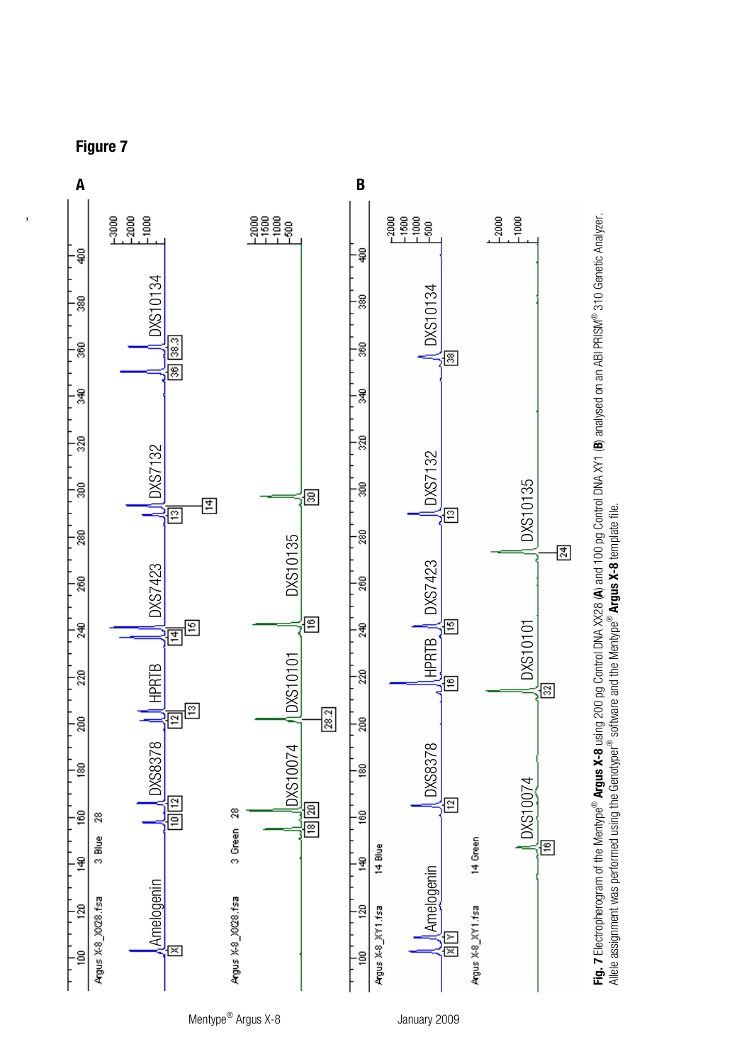# Figure 7

**Fig. 7** Electropherogram of the Mentype® **Argus X-8** using 200 pg Control DNA XX28 (**A**) and 100 pg Control DNA XY1 (**B**) analysed on an ABI PRISM® 310 Genetic Analyzer. Allele assignment was performed using the Genotyper® software and the Mentype® **Argus X-8** template file.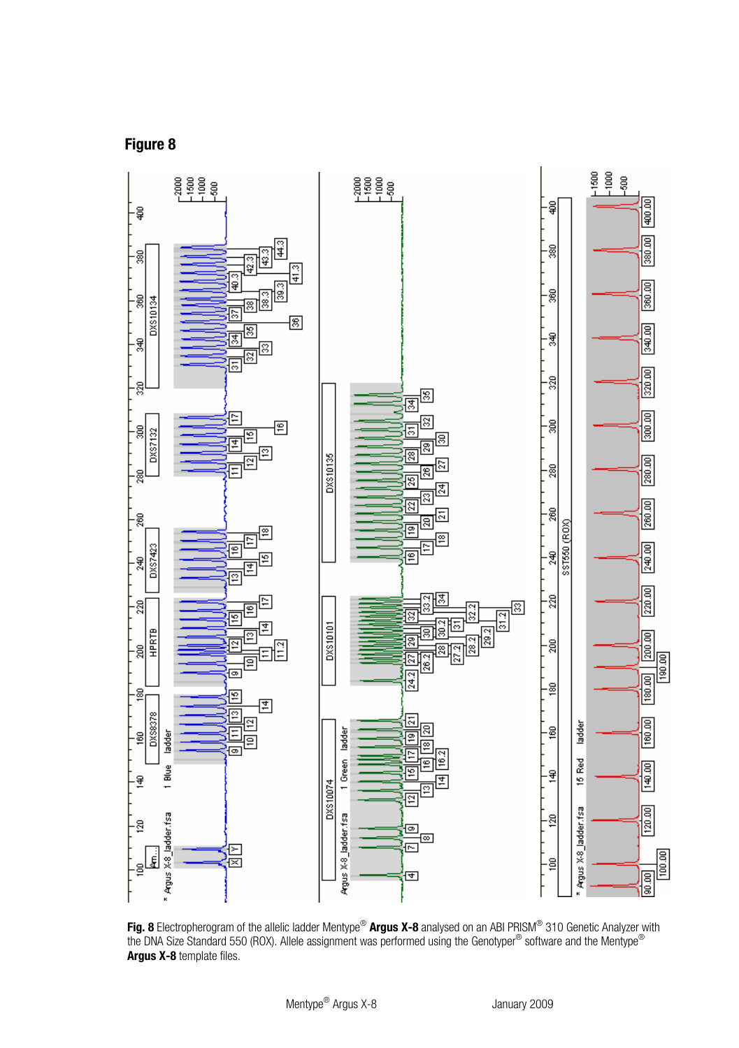**Figure 8**

**Fig. 8** Electropherogram of the allelic ladder Mentype® **Argus X-8** analysed on an ABI PRISM® 310 Genetic Analyzer with the DNA Size Standard 550 (ROX). Allele assignment was performed using the Genotyper® software and the Mentype® **Argus X-8** template files.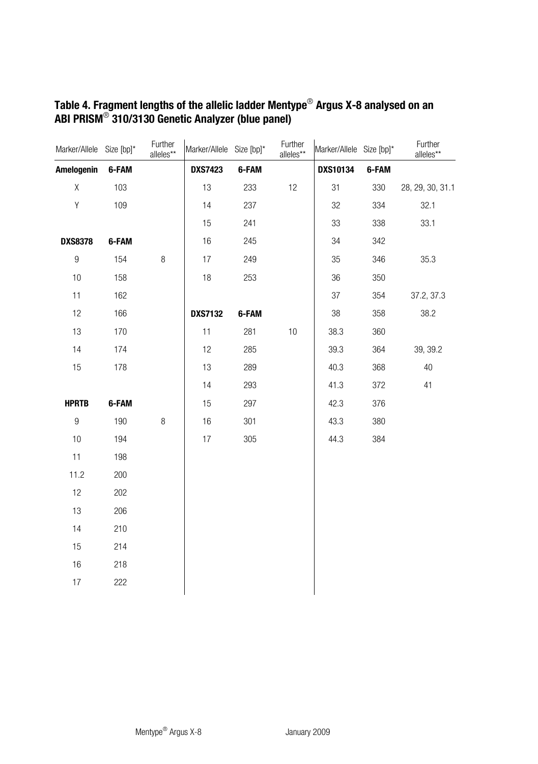## Table 4. Fragment lengths of the allelic ladder Mentype® Argus X-8 analysed on an ABI PRISM® 310/3130 Genetic Analyzer (blue panel)

| Marker/Allele | Size [bp]* | Further alleles** | Marker/Allele | Size [bp]* | Further alleles** | Marker/Allele | Size [bp]* | Further alleles** |
|---|---|---|---|---|---|---|---|---|
| **Amelogenin** | **6-FAM** | | **DXS7423** | **6-FAM** | | **DXS10134** | **6-FAM** | |
| X | 103 | | 13 | 233 | 12 | 31 | 330 | 28, 29, 30, 31.1 |
| Y | 109 | | 14 | 237 | | 32 | 334 | 32.1 |
| | | | 15 | 241 | | 33 | 338 | 33.1 |
| **DXS8378** | **6-FAM** | | 16 | 245 | | 34 | 342 | |
| 9 | 154 | 8 | 17 | 249 | | 35 | 346 | 35.3 |
| 10 | 158 | | 18 | 253 | | 36 | 350 | |
| 11 | 162 | | | | | 37 | 354 | 37.2, 37.3 |
| 12 | 166 | | **DXS7132** | **6-FAM** | | 38 | 358 | 38.2 |
| 13 | 170 | | 11 | 281 | 10 | 38.3 | 360 | |
| 14 | 174 | | 12 | 285 | | 39.3 | 364 | 39, 39.2 |
| 15 | 178 | | 13 | 289 | | 40.3 | 368 | 40 |
| | | | 14 | 293 | | 41.3 | 372 | 41 |
| **HPRTB** | **6-FAM** | | 15 | 297 | | 42.3 | 376 | |
| 9 | 190 | 8 | 16 | 301 | | 43.3 | 380 | |
| 10 | 194 | | 17 | 305 | | 44.3 | 384 | |
| 11 | 198 | | | | | | | |
| 11.2 | 200 | | | | | | | |
| 12 | 202 | | | | | | | |
| 13 | 206 | | | | | | | |
| 14 | 210 | | | | | | | |
| 15 | 214 | | | | | | | |
| 16 | 218 | | | | | | | |
| 17 | 222 | | | | | | | |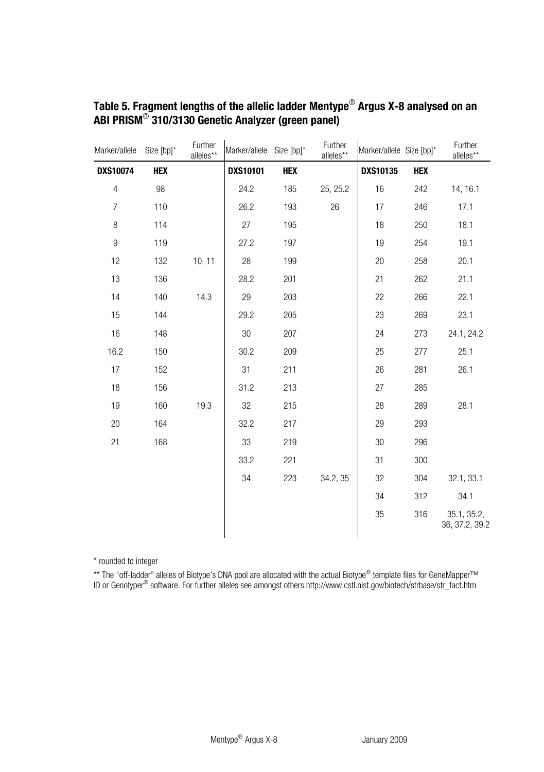### Table 5. Fragment lengths of the allelic ladder Mentype® Argus X-8 analysed on an ABI PRISM® 310/3130 Genetic Analyzer (green panel)

| Marker/allele | Size [bp]* | Further alleles** | Marker/allele | Size [bp]* | Further alleles** | Marker/allele | Size [bp]* | Further alleles** |
|---|---|---|---|---|---|---|---|---|
| **DXS10074** | **HEX** | | **DXS10101** | **HEX** | | **DXS10135** | **HEX** | |
| 4 | 98 | | 24.2 | 185 | 25, 25.2 | 16 | 242 | 14, 16.1 |
| 7 | 110 | | 26.2 | 193 | 26 | 17 | 246 | 17.1 |
| 8 | 114 | | 27 | 195 | | 18 | 250 | 18.1 |
| 9 | 119 | | 27.2 | 197 | | 19 | 254 | 19.1 |
| 12 | 132 | 10, 11 | 28 | 199 | | 20 | 258 | 20.1 |
| 13 | 136 | | 28.2 | 201 | | 21 | 262 | 21.1 |
| 14 | 140 | 14.3 | 29 | 203 | | 22 | 266 | 22.1 |
| 15 | 144 | | 29.2 | 205 | | 23 | 269 | 23.1 |
| 16 | 148 | | 30 | 207 | | 24 | 273 | 24.1, 24.2 |
| 16.2 | 150 | | 30.2 | 209 | | 25 | 277 | 25.1 |
| 17 | 152 | | 31 | 211 | | 26 | 281 | 26.1 |
| 18 | 156 | | 31.2 | 213 | | 27 | 285 | |
| 19 | 160 | 19.3 | 32 | 215 | | 28 | 289 | 28.1 |
| 20 | 164 | | 32.2 | 217 | | 29 | 293 | |
| 21 | 168 | | 33 | 219 | | 30 | 296 | |
| | | | 33.2 | 221 | | 31 | 300 | |
| | | | 34 | 223 | 34.2, 35 | 32 | 304 | 32.1, 33.1 |
| | | | | | | 34 | 312 | 34.1 |
| | | | | | | 35 | 316 | 35.1, 35.2, 36, 37.2, 39.2 |

* rounded to integer

** The "off-ladder" alleles of Biotype's DNA pool are allocated with the actual Biotype® template files for GeneMapper™ ID or Genotyper® software. For further alleles see amongst others http://www.cstl.nist.gov/biotech/strbase/str_fact.htm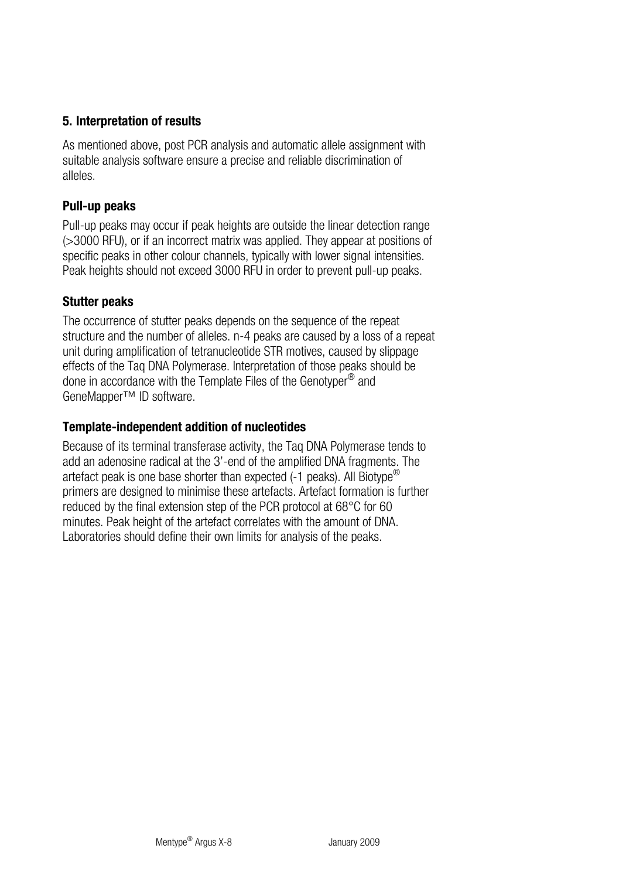## 5. Interpretation of results

As mentioned above, post PCR analysis and automatic allele assignment with suitable analysis software ensure a precise and reliable discrimination of alleles.

### Pull-up peaks

Pull-up peaks may occur if peak heights are outside the linear detection range (>3000 RFU), or if an incorrect matrix was applied. They appear at positions of specific peaks in other colour channels, typically with lower signal intensities. Peak heights should not exceed 3000 RFU in order to prevent pull-up peaks.

### Stutter peaks

The occurrence of stutter peaks depends on the sequence of the repeat structure and the number of alleles. n-4 peaks are caused by a loss of a repeat unit during amplification of tetranucleotide STR motives, caused by slippage effects of the Taq DNA Polymerase. Interpretation of those peaks should be done in accordance with the Template Files of the Genotyper® and GeneMapper™ ID software.

### Template-independent addition of nucleotides

Because of its terminal transferase activity, the Taq DNA Polymerase tends to add an adenosine radical at the 3'-end of the amplified DNA fragments. The artefact peak is one base shorter than expected (-1 peaks). All Biotype® primers are designed to minimise these artefacts. Artefact formation is further reduced by the final extension step of the PCR protocol at 68°C for 60 minutes. Peak height of the artefact correlates with the amount of DNA. Laboratories should define their own limits for analysis of the peaks.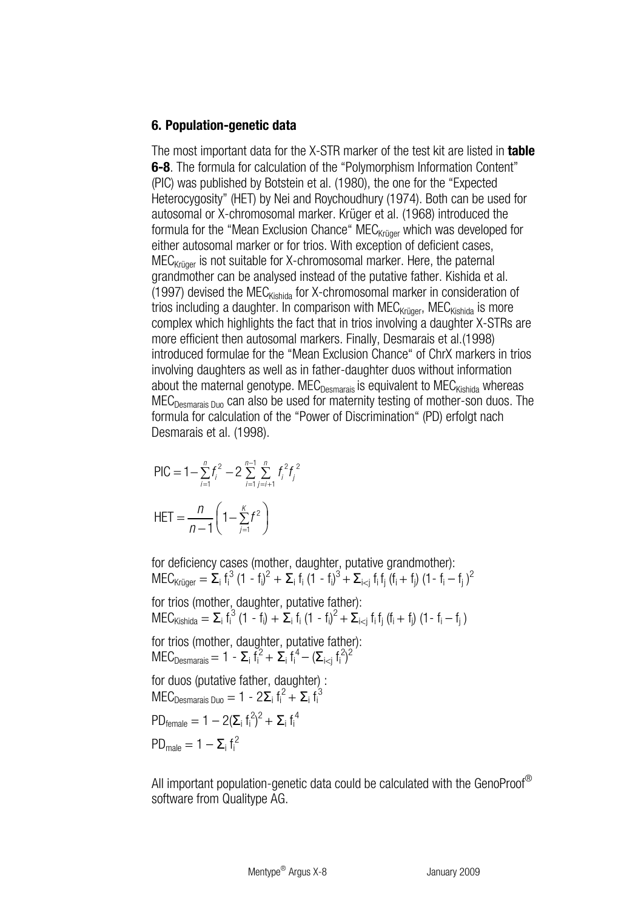## 6. Population-genetic data

The most important data for the X-STR marker of the test kit are listed in **table 6-8**. The formula for calculation of the "Polymorphism Information Content" (PIC) was published by Botstein et al. (1980), the one for the "Expected Heterocygosity" (HET) by Nei and Roychoudhury (1974). Both can be used for autosomal or X-chromosomal marker. Krüger et al. (1968) introduced the formula for the "Mean Exclusion Chance" $MEC_{Krüger}$ which was developed for either autosomal marker or for trios. With exception of deficient cases, $MEC_{Krüger}$ is not suitable for X-chromosomal marker. Here, the paternal grandmother can be analysed instead of the putative father. Kishida et al. (1997) devised the $MEC_{Kishida}$ for X-chromosomal marker in consideration of trios including a daughter. In comparison with $MEC_{Krüger}$, $MEC_{Kishida}$ is more complex which highlights the fact that in trios involving a daughter X-STRs are more efficient then autosomal markers. Finally, Desmarais et al.(1998) introduced formulae for the "Mean Exclusion Chance" of ChrX markers in trios involving daughters as well as in father-daughter duos without information about the maternal genotype. $MEC_{Desmarais}$ is equivalent to $MEC_{Kishida}$ whereas $MEC_{Desmarais\ Duo}$ can also be used for maternity testing of mother-son duos. The formula for calculation of the "Power of Discrimination" (PD) erfolgt nach Desmarais et al. (1998).

$$\text{PIC} = 1 - \sum_{i=1}^{n} f_i^2 - 2\sum_{i=1}^{n-1}\sum_{j=i+1}^{n} f_i^2 f_j^2$$

$$\text{HET} = \frac{n}{n-1}\left(1 - \sum_{j=1}^{K} f^2\right)$$

for deficiency cases (mother, daughter, putative grandmother):
$MEC_{Krüger} = \Sigma_i f_i^3 (1 - f_i)^2 + \Sigma_i f_i (1 - f_i)^3 + \Sigma_{i<j} f_i f_j (f_i + f_j) (1 - f_i - f_j)^2$

for trios (mother, daughter, putative father):
$MEC_{Kishida} = \Sigma_i f_i^3 (1 - f_i) + \Sigma_i f_i (1 - f_i)^2 + \Sigma_{i<j} f_i f_j (f_i + f_j) (1 - f_i - f_j)$

for trios (mother, daughter, putative father):
$MEC_{Desmarais} = 1 - \Sigma_i f_i^2 + \Sigma_i f_i^4 - (\Sigma_{i<j} f_i^2)^2$

for duos (putative father, daughter) :
$MEC_{Desmarais\ Duo} = 1 - 2\Sigma_i f_i^2 + \Sigma_i f_i^3$

$PD_{female} = 1 - 2(\Sigma_i f_i^2)^2 + \Sigma_i f_i^4$

$PD_{male} = 1 - \Sigma_i f_i^2$

All important population-genetic data could be calculated with the GenoProof® software from Qualitype AG.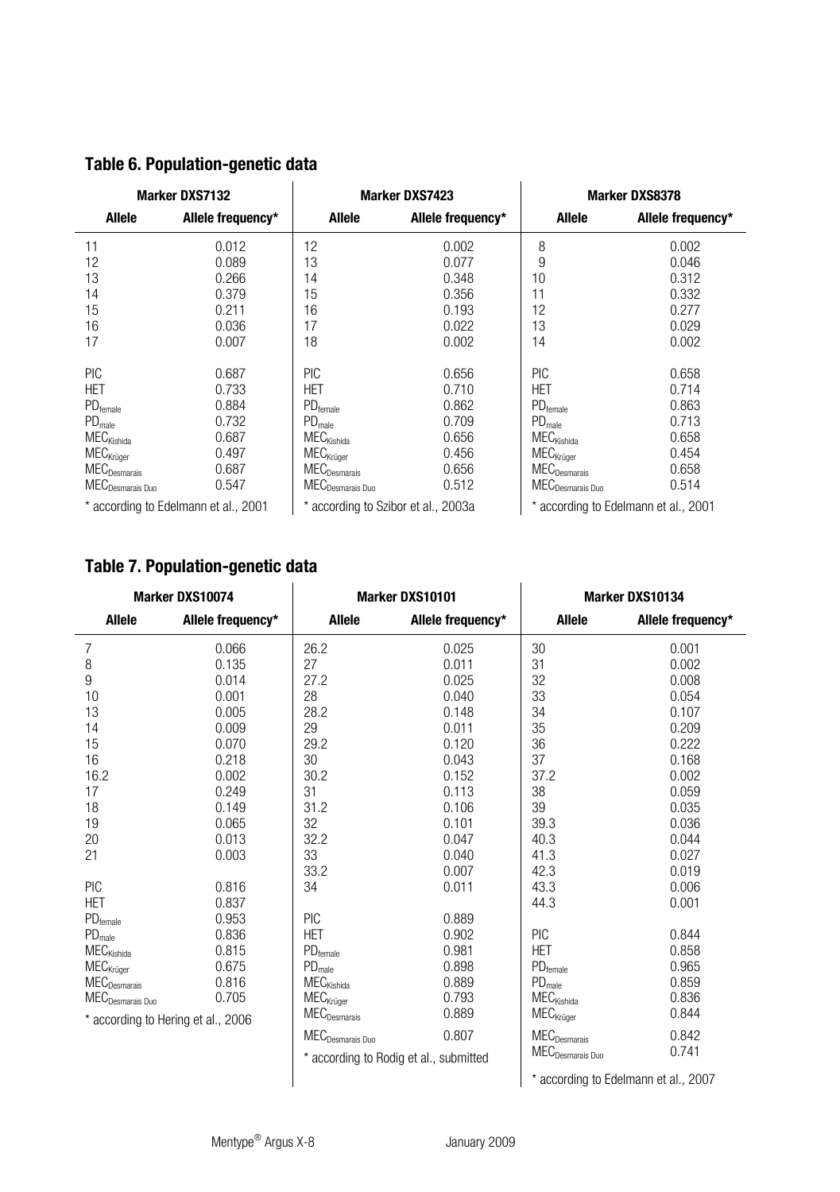## Table 6. Population-genetic data

| Marker DXS7132 | | Marker DXS7423 | | Marker DXS8378 | |
|---|---|---|---|---|---|
| **Allele** | **Allele frequency*** | **Allele** | **Allele frequency*** | **Allele** | **Allele frequency*** |
| 11 | 0.012 | 12 | 0.002 | 8 | 0.002 |
| 12 | 0.089 | 13 | 0.077 | 9 | 0.046 |
| 13 | 0.266 | 14 | 0.348 | 10 | 0.312 |
| 14 | 0.379 | 15 | 0.356 | 11 | 0.332 |
| 15 | 0.211 | 16 | 0.193 | 12 | 0.277 |
| 16 | 0.036 | 17 | 0.022 | 13 | 0.029 |
| 17 | 0.007 | 18 | 0.002 | 14 | 0.002 |
| PIC | 0.687 | PIC | 0.656 | PIC | 0.658 |
| HET | 0.733 | HET | 0.710 | HET | 0.714 |
| $PD_{female}$ | 0.884 | $PD_{female}$ | 0.862 | $PD_{female}$ | 0.863 |
| $PD_{male}$ | 0.732 | $PD_{male}$ | 0.709 | $PD_{male}$ | 0.713 |
| $MEC_{Kishida}$ | 0.687 | $MEC_{Kishida}$ | 0.656 | $MEC_{Kishida}$ | 0.658 |
| $MEC_{Krüger}$ | 0.497 | $MEC_{Krüger}$ | 0.456 | $MEC_{Krüger}$ | 0.454 |
| $MEC_{Desmarais}$ | 0.687 | $MEC_{Desmarais}$ | 0.656 | $MEC_{Desmarais}$ | 0.658 |
| $MEC_{Desmarais\ Duo}$ | 0.547 | $MEC_{Desmarais\ Duo}$ | 0.512 | $MEC_{Desmarais\ Duo}$ | 0.514 |
| * according to Edelmann et al., 2001 | | * according to Szibor et al., 2003a | | * according to Edelmann et al., 2001 | |

## Table 7. Population-genetic data

| Marker DXS10074 | | Marker DXS10101 | | Marker DXS10134 | |
|---|---|---|---|---|---|
| **Allele** | **Allele frequency*** | **Allele** | **Allele frequency*** | **Allele** | **Allele frequency*** |
| 7 | 0.066 | 26.2 | 0.025 | 30 | 0.001 |
| 8 | 0.135 | 27 | 0.011 | 31 | 0.002 |
| 9 | 0.014 | 27.2 | 0.025 | 32 | 0.008 |
| 10 | 0.001 | 28 | 0.040 | 33 | 0.054 |
| 13 | 0.005 | 28.2 | 0.148 | 34 | 0.107 |
| 14 | 0.009 | 29 | 0.011 | 35 | 0.209 |
| 15 | 0.070 | 29.2 | 0.120 | 36 | 0.222 |
| 16 | 0.218 | 30 | 0.043 | 37 | 0.168 |
| 16.2 | 0.002 | 30.2 | 0.152 | 37.2 | 0.002 |
| 17 | 0.249 | 31 | 0.113 | 38 | 0.059 |
| 18 | 0.149 | 31.2 | 0.106 | 39 | 0.035 |
| 19 | 0.065 | 32 | 0.101 | 39.3 | 0.036 |
| 20 | 0.013 | 32.2 | 0.047 | 40.3 | 0.044 |
| 21 | 0.003 | 33 | 0.040 | 41.3 | 0.027 |
| | | 33.2 | 0.007 | 42.3 | 0.019 |
| PIC | 0.816 | 34 | 0.011 | 43.3 | 0.006 |
| HET | 0.837 | | | 44.3 | 0.001 |
| $PD_{female}$ | 0.953 | PIC | 0.889 | | |
| $PD_{male}$ | 0.836 | HET | 0.902 | PIC | 0.844 |
| $MEC_{Kishida}$ | 0.815 | $PD_{female}$ | 0.981 | HET | 0.858 |
| $MEC_{Krüger}$ | 0.675 | $PD_{male}$ | 0.898 | $PD_{female}$ | 0.965 |
| $MEC_{Desmarais}$ | 0.816 | $MEC_{Kishida}$ | 0.889 | $PD_{male}$ | 0.859 |
| $MEC_{Desmarais\ Duo}$ | 0.705 | $MEC_{Krüger}$ | 0.793 | $MEC_{Kishida}$ | 0.836 |
| * according to Hering et al., 2006 | | $MEC_{Desmarais}$ | 0.889 | $MEC_{Krüger}$ | 0.844 |
| | | $MEC_{Desmarais\ Duo}$ | 0.807 | $MEC_{Desmarais}$ | 0.842 |
| | | * according to Rodig et al., submitted | | $MEC_{Desmarais\ Duo}$ | 0.741 |
| | | | | * according to Edelmann et al., 2007 | |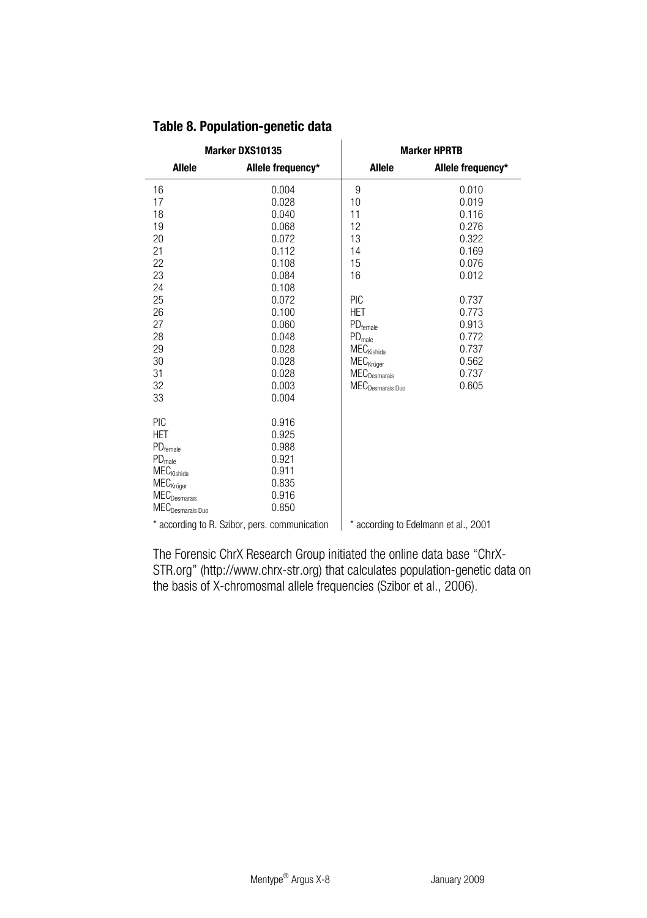## Table 8. Population-genetic data

| Marker DXS10135 | | Marker HPRTB | |
|---|---|---|---|
| **Allele** | **Allele frequency*** | **Allele** | **Allele frequency*** |
| 16 | 0.004 | 9 | 0.010 |
| 17 | 0.028 | 10 | 0.019 |
| 18 | 0.040 | 11 | 0.116 |
| 19 | 0.068 | 12 | 0.276 |
| 20 | 0.072 | 13 | 0.322 |
| 21 | 0.112 | 14 | 0.169 |
| 22 | 0.108 | 15 | 0.076 |
| 23 | 0.084 | 16 | 0.012 |
| 24 | 0.108 | | |
| 25 | 0.072 | PIC | 0.737 |
| 26 | 0.100 | HET | 0.773 |
| 27 | 0.060 | $PD_{female}$ | 0.913 |
| 28 | 0.048 | $PD_{male}$ | 0.772 |
| 29 | 0.028 | $MEC_{Kishida}$ | 0.737 |
| 30 | 0.028 | $MEC_{Krüger}$ | 0.562 |
| 31 | 0.028 | $MEC_{Desmarais}$ | 0.737 |
| 32 | 0.003 | $MEC_{Desmarais\ Duo}$ | 0.605 |
| 33 | 0.004 | | |
| | | | |
| PIC | 0.916 | | |
| HET | 0.925 | | |
| $PD_{female}$ | 0.988 | | |
| $PD_{male}$ | 0.921 | | |
| $MEC_{Kishida}$ | 0.911 | | |
| $MEC_{Krüger}$ | 0.835 | | |
| $MEC_{Desmarais}$ | 0.916 | | |
| $MEC_{Desmarais\ Duo}$ | 0.850 | | |

\* according to R. Szibor, pers. communication (Marker DXS10135)

\* according to Edelmann et al., 2001 (Marker HPRTB)

The Forensic ChrX Research Group initiated the online data base "ChrX-STR.org" (http://www.chrx-str.org) that calculates population-genetic data on the basis of X-chromosmal allele frequencies (Szibor et al., 2006).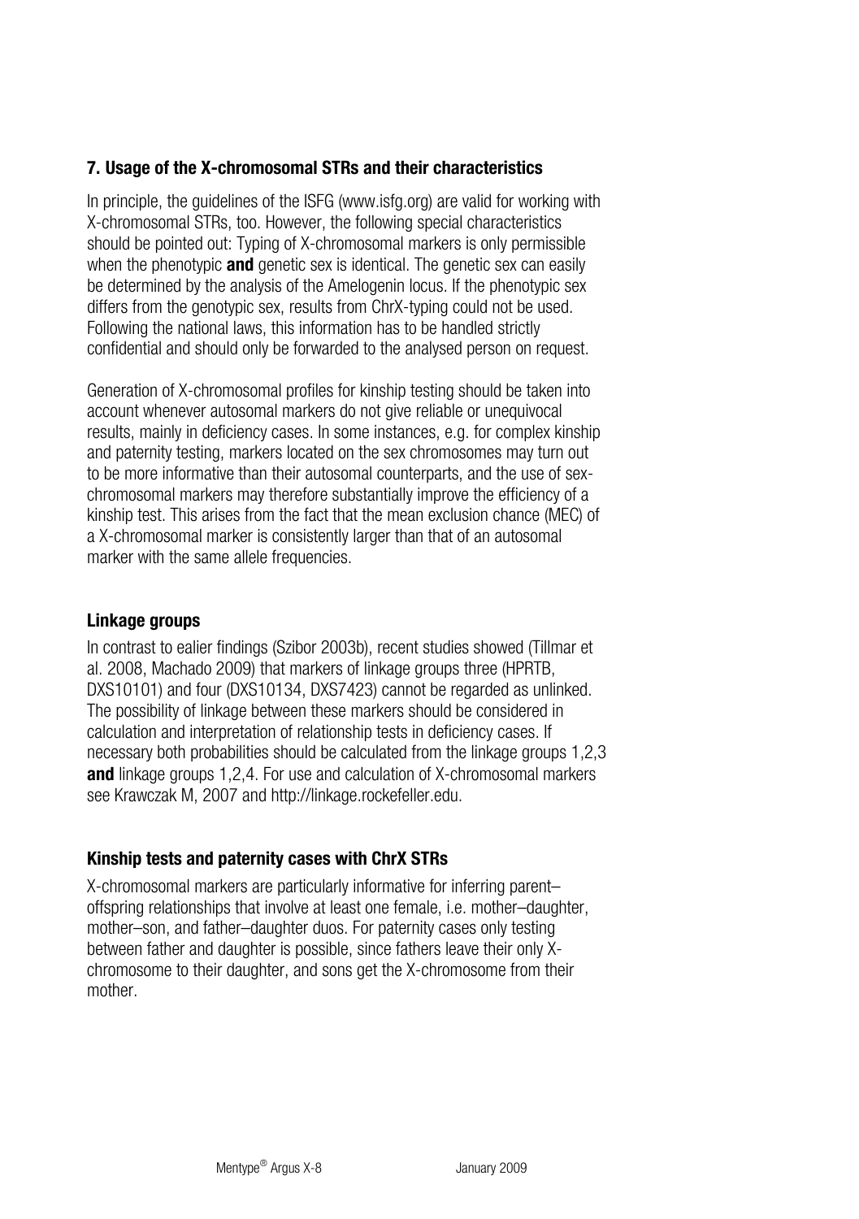## 7. Usage of the X-chromosomal STRs and their characteristics

In principle, the guidelines of the ISFG (www.isfg.org) are valid for working with X-chromosomal STRs, too. However, the following special characteristics should be pointed out: Typing of X-chromosomal markers is only permissible when the phenotypic **and** genetic sex is identical. The genetic sex can easily be determined by the analysis of the Amelogenin locus. If the phenotypic sex differs from the genotypic sex, results from ChrX-typing could not be used. Following the national laws, this information has to be handled strictly confidential and should only be forwarded to the analysed person on request.

Generation of X-chromosomal profiles for kinship testing should be taken into account whenever autosomal markers do not give reliable or unequivocal results, mainly in deficiency cases. In some instances, e.g. for complex kinship and paternity testing, markers located on the sex chromosomes may turn out to be more informative than their autosomal counterparts, and the use of sex-chromosomal markers may therefore substantially improve the efficiency of a kinship test. This arises from the fact that the mean exclusion chance (MEC) of a X-chromosomal marker is consistently larger than that of an autosomal marker with the same allele frequencies.

### Linkage groups

In contrast to ealier findings (Szibor 2003b), recent studies showed (Tillmar et al. 2008, Machado 2009) that markers of linkage groups three (HPRTB, DXS10101) and four (DXS10134, DXS7423) cannot be regarded as unlinked. The possibility of linkage between these markers should be considered in calculation and interpretation of relationship tests in deficiency cases. If necessary both probabilities should be calculated from the linkage groups 1,2,3 **and** linkage groups 1,2,4. For use and calculation of X-chromosomal markers see Krawczak M, 2007 and http://linkage.rockefeller.edu.

### Kinship tests and paternity cases with ChrX STRs

X-chromosomal markers are particularly informative for inferring parent–offspring relationships that involve at least one female, i.e. mother–daughter, mother–son, and father–daughter duos. For paternity cases only testing between father and daughter is possible, since fathers leave their only X-chromosome to their daughter, and sons get the X-chromosome from their mother.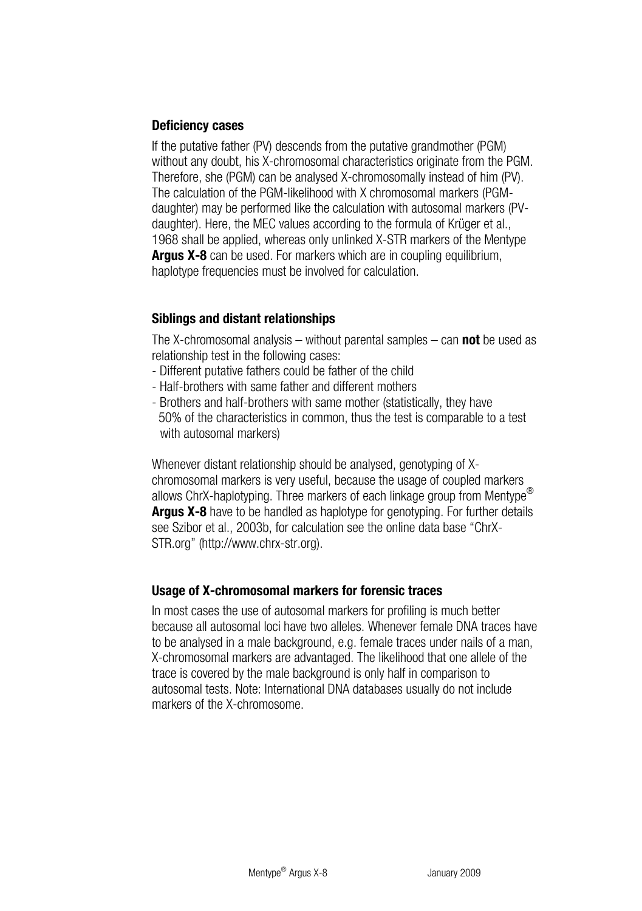### Deficiency cases

If the putative father (PV) descends from the putative grandmother (PGM) without any doubt, his X-chromosomal characteristics originate from the PGM. Therefore, she (PGM) can be analysed X-chromosomally instead of him (PV). The calculation of the PGM-likelihood with X chromosomal markers (PGM-daughter) may be performed like the calculation with autosomal markers (PV-daughter). Here, the MEC values according to the formula of Krüger et al., 1968 shall be applied, whereas only unlinked X-STR markers of the Mentype **Argus X-8** can be used. For markers which are in coupling equilibrium, haplotype frequencies must be involved for calculation.

### Siblings and distant relationships

The X-chromosomal analysis – without parental samples – can **not** be used as relationship test in the following cases:

- Different putative fathers could be father of the child
- Half-brothers with same father and different mothers
- Brothers and half-brothers with same mother (statistically, they have 50% of the characteristics in common, thus the test is comparable to a test with autosomal markers)

Whenever distant relationship should be analysed, genotyping of X-chromosomal markers is very useful, because the usage of coupled markers allows ChrX-haplotyping. Three markers of each linkage group from Mentype® **Argus X-8** have to be handled as haplotype for genotyping. For further details see Szibor et al., 2003b, for calculation see the online data base "ChrX-STR.org" (http://www.chrx-str.org).

### Usage of X-chromosomal markers for forensic traces

In most cases the use of autosomal markers for profiling is much better because all autosomal loci have two alleles. Whenever female DNA traces have to be analysed in a male background, e.g. female traces under nails of a man, X-chromosomal markers are advantaged. The likelihood that one allele of the trace is covered by the male background is only half in comparison to autosomal tests. Note: International DNA databases usually do not include markers of the X-chromosome.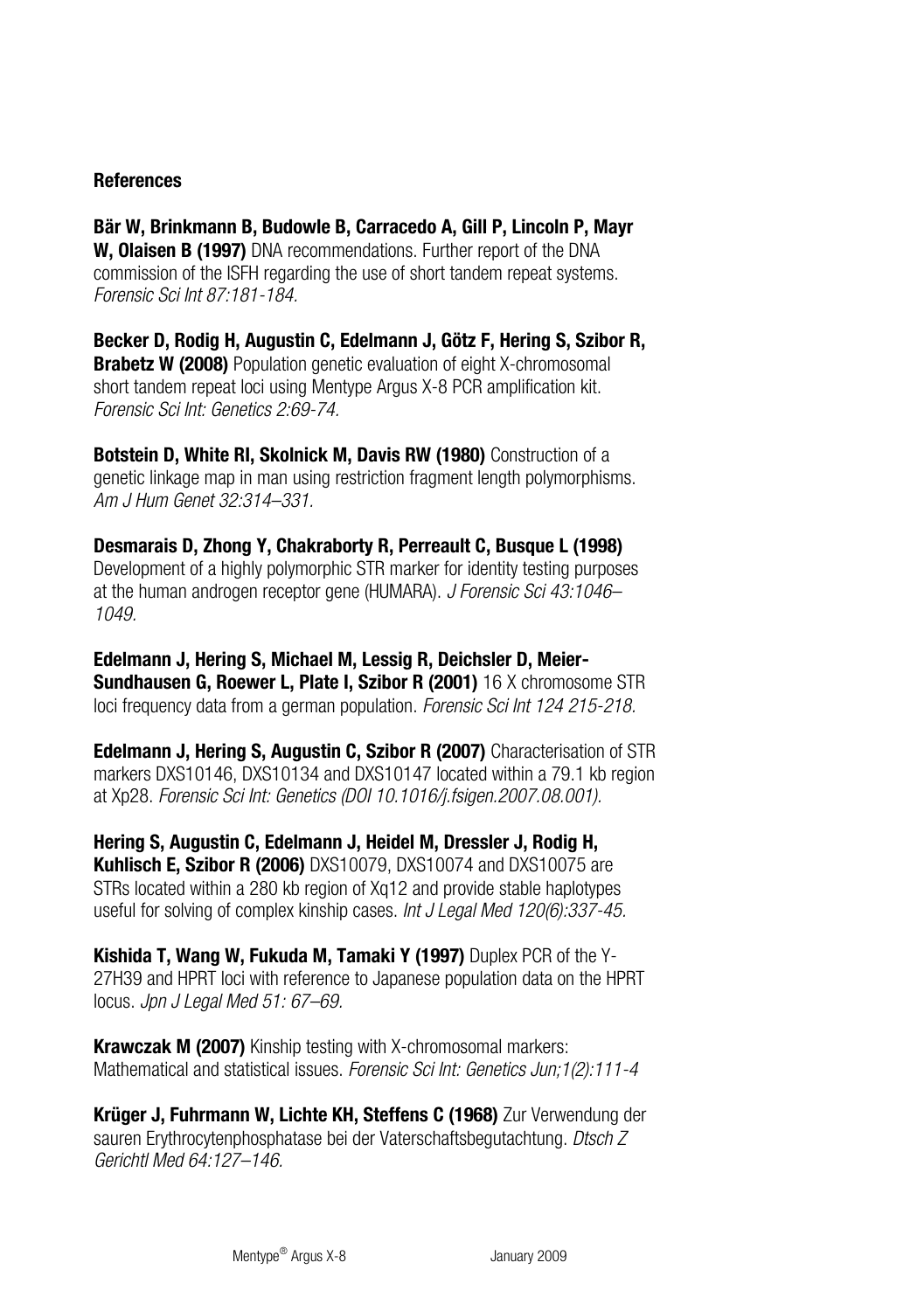### References

**Bär W, Brinkmann B, Budowle B, Carracedo A, Gill P, Lincoln P, Mayr W, Olaisen B (1997)** DNA recommendations. Further report of the DNA commission of the ISFH regarding the use of short tandem repeat systems. *Forensic Sci Int 87:181-184.*

**Becker D, Rodig H, Augustin C, Edelmann J, Götz F, Hering S, Szibor R, Brabetz W (2008)** Population genetic evaluation of eight X-chromosomal short tandem repeat loci using Mentype Argus X-8 PCR amplification kit. *Forensic Sci Int: Genetics 2:69-74.*

**Botstein D, White RI, Skolnick M, Davis RW (1980)** Construction of a genetic linkage map in man using restriction fragment length polymorphisms. *Am J Hum Genet 32:314–331.*

**Desmarais D, Zhong Y, Chakraborty R, Perreault C, Busque L (1998)** Development of a highly polymorphic STR marker for identity testing purposes at the human androgen receptor gene (HUMARA). *J Forensic Sci 43:1046–1049.*

**Edelmann J, Hering S, Michael M, Lessig R, Deichsler D, Meier-Sundhausen G, Roewer L, Plate I, Szibor R (2001)** 16 X chromosome STR loci frequency data from a german population. *Forensic Sci Int 124 215-218.*

**Edelmann J, Hering S, Augustin C, Szibor R (2007)** Characterisation of STR markers DXS10146, DXS10134 and DXS10147 located within a 79.1 kb region at Xp28. *Forensic Sci Int: Genetics (DOI 10.1016/j.fsigen.2007.08.001).*

**Hering S, Augustin C, Edelmann J, Heidel M, Dressler J, Rodig H, Kuhlisch E, Szibor R (2006)** DXS10079, DXS10074 and DXS10075 are STRs located within a 280 kb region of Xq12 and provide stable haplotypes useful for solving of complex kinship cases. *Int J Legal Med 120(6):337-45.*

**Kishida T, Wang W, Fukuda M, Tamaki Y (1997)** Duplex PCR of the Y-27H39 and HPRT loci with reference to Japanese population data on the HPRT locus. *Jpn J Legal Med 51: 67–69.*

**Krawczak M (2007)** Kinship testing with X-chromosomal markers: Mathematical and statistical issues. *Forensic Sci Int: Genetics Jun;1(2):111-4*

**Krüger J, Fuhrmann W, Lichte KH, Steffens C (1968)** Zur Verwendung der sauren Erythrocytenphosphatase bei der Vaterschaftsbegutachtung. *Dtsch Z Gerichtl Med 64:127–146.*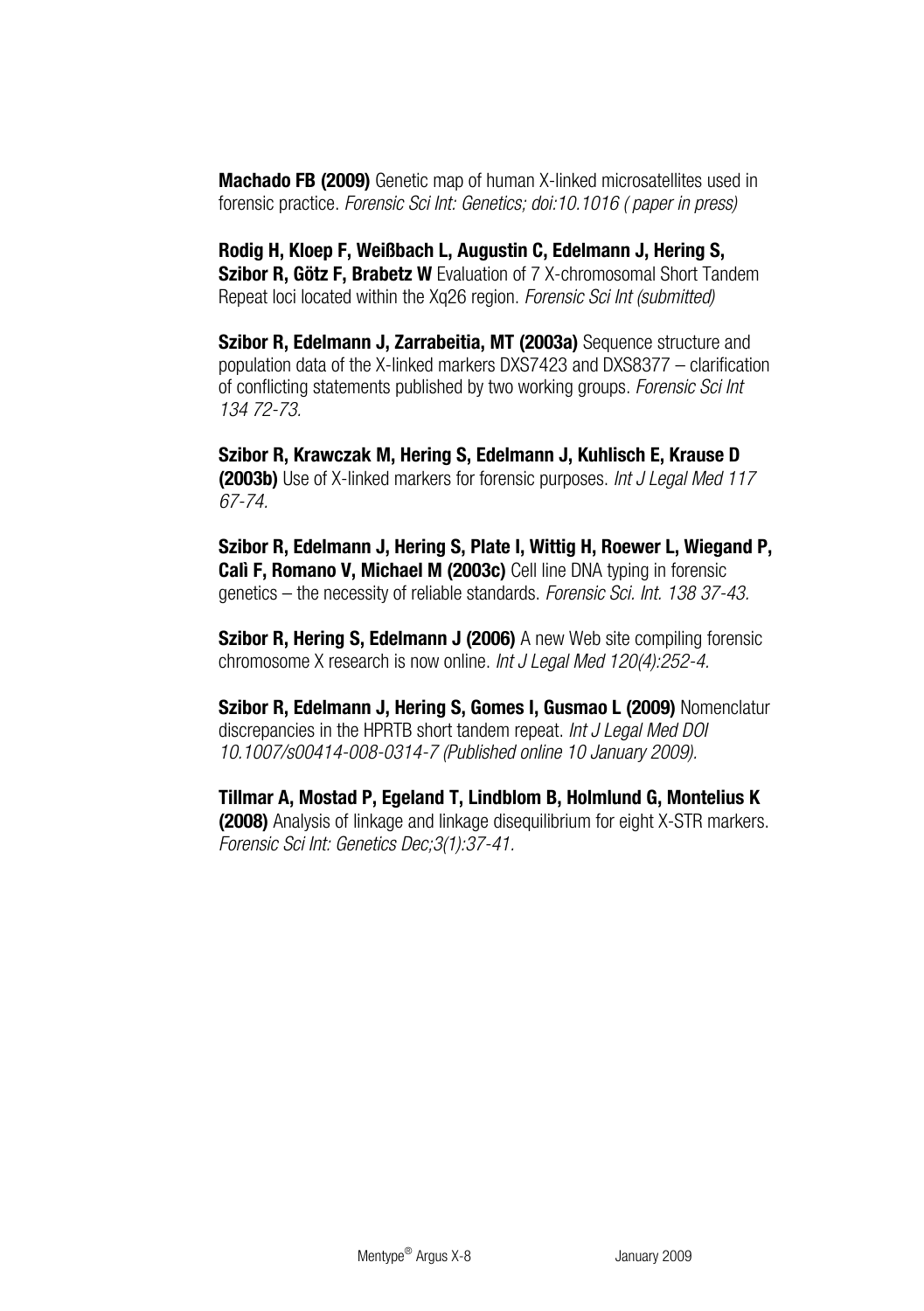**Machado FB (2009)** Genetic map of human X-linked microsatellites used in forensic practice. *Forensic Sci Int: Genetics; doi:10.1016 ( paper in press)*

**Rodig H, Kloep F, Weißbach L, Augustin C, Edelmann J, Hering S, Szibor R, Götz F, Brabetz W** Evaluation of 7 X-chromosomal Short Tandem Repeat loci located within the Xq26 region. *Forensic Sci Int (submitted)*

**Szibor R, Edelmann J, Zarrabeitia, MT (2003a)** Sequence structure and population data of the X-linked markers DXS7423 and DXS8377 – clarification of conflicting statements published by two working groups. *Forensic Sci Int 134 72-73.*

**Szibor R, Krawczak M, Hering S, Edelmann J, Kuhlisch E, Krause D (2003b)** Use of X-linked markers for forensic purposes. *Int J Legal Med 117 67-74.*

**Szibor R, Edelmann J, Hering S, Plate I, Wittig H, Roewer L, Wiegand P, Calì F, Romano V, Michael M (2003c)** Cell line DNA typing in forensic genetics – the necessity of reliable standards. *Forensic Sci. Int. 138 37-43.*

**Szibor R, Hering S, Edelmann J (2006)** A new Web site compiling forensic chromosome X research is now online. *Int J Legal Med 120(4):252-4.*

**Szibor R, Edelmann J, Hering S, Gomes I, Gusmao L (2009)** Nomenclatur discrepancies in the HPRTB short tandem repeat. *Int J Legal Med DOI 10.1007/s00414-008-0314-7 (Published online 10 January 2009).*

**Tillmar A, Mostad P, Egeland T, Lindblom B, Holmlund G, Montelius K (2008)** Analysis of linkage and linkage disequilibrium for eight X-STR markers. *Forensic Sci Int: Genetics Dec;3(1):37-41.*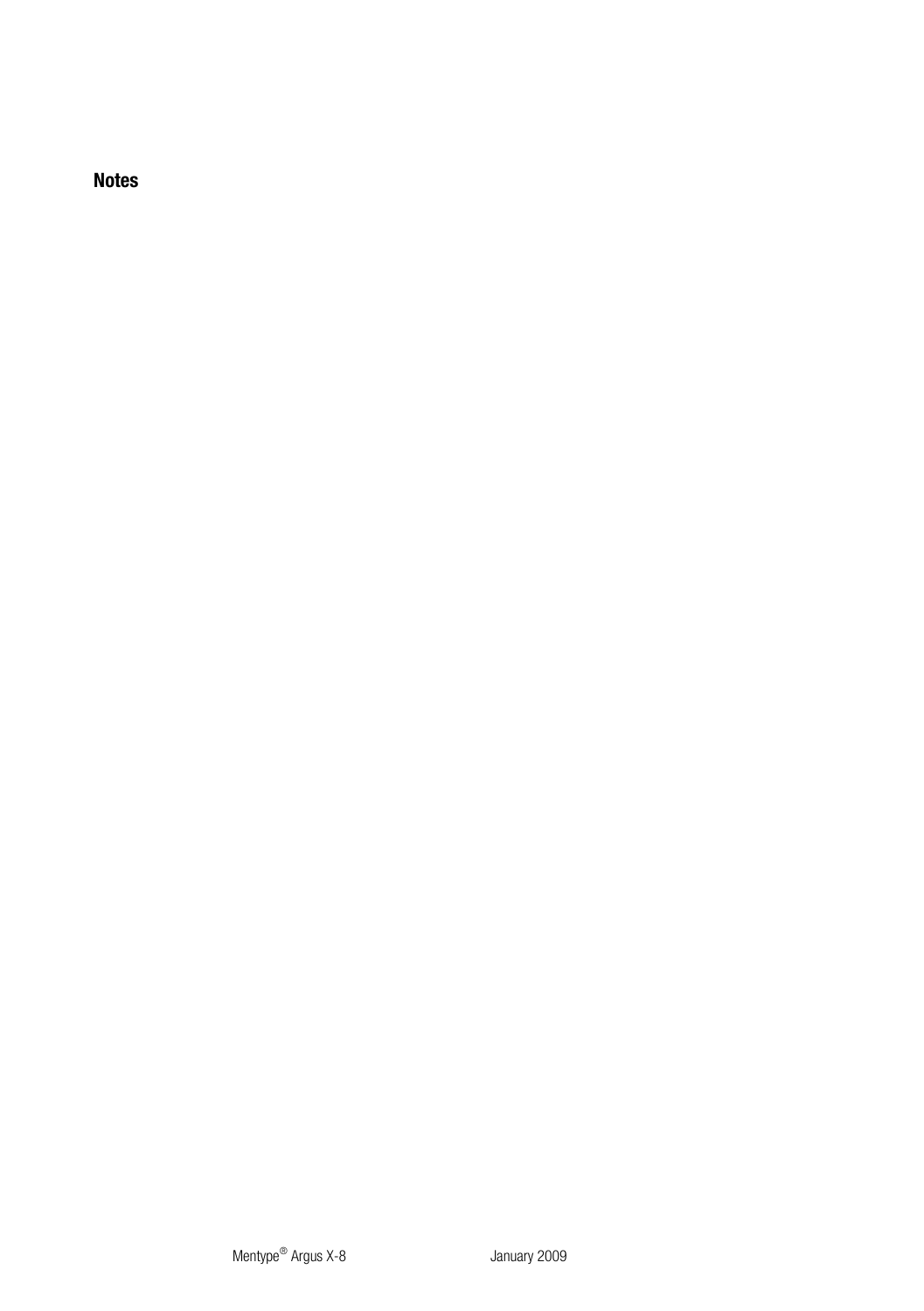**Notes**